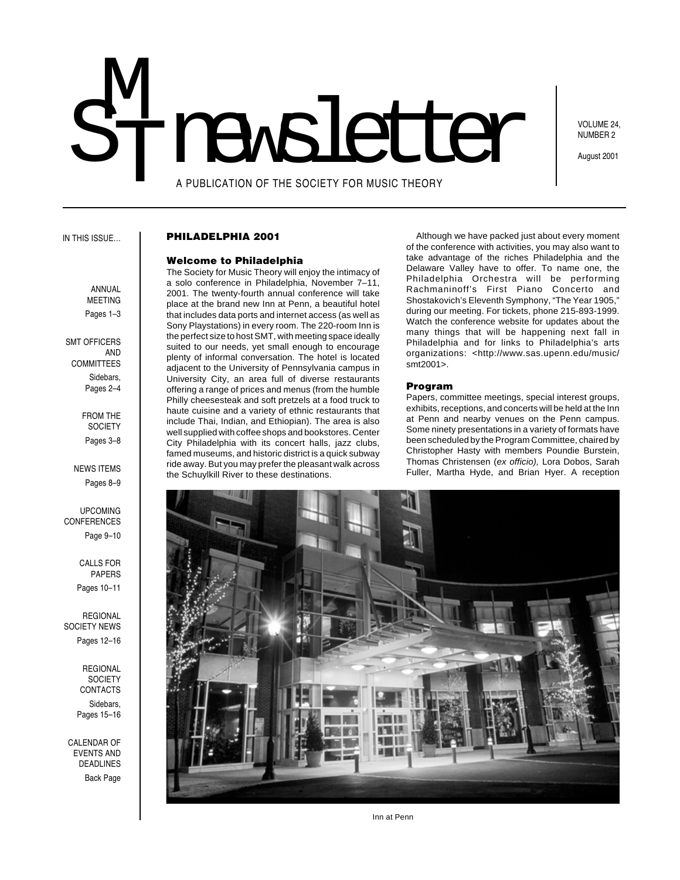# SMT newsletter

A PUBLICATION OF THE SOCIETY FOR MUSIC THEORY

VOLUME 24, NUMBER 2

August 2001

IN THIS ISSUE…

- ANNUAL MEETING — Pages 1–3
- SMT OFFICERS AND COMMITTEES — Sidebars, Pages 2–4
- FROM THE SOCIETY — Pages 3–8
- NEWS ITEMS — Pages 8–9
- UPCOMING CONFERENCES — Page 9–10
- CALLS FOR PAPERS — Pages 10–11
- REGIONAL SOCIETY NEWS — Pages 12–16
- REGIONAL SOCIETY CONTACTS — Sidebars, Pages 15–16
- CALENDAR OF EVENTS AND DEADLINES — Back Page

## PHILADELPHIA 2001

### Welcome to Philadelphia

The Society for Music Theory will enjoy the intimacy of a solo conference in Philadelphia, November 7–11, 2001. The twenty-fourth annual conference will take place at the brand new Inn at Penn, a beautiful hotel that includes data ports and internet access (as well as Sony Playstations) in every room. The 220-room Inn is the perfect size to host SMT, with meeting space ideally suited to our needs, yet small enough to encourage plenty of informal conversation. The hotel is located adjacent to the University of Pennsylvania campus in University City, an area full of diverse restaurants offering a range of prices and menus (from the humble Philly cheesesteak and soft pretzels at a food truck to haute cuisine and a variety of ethnic restaurants that include Thai, Indian, and Ethiopian). The area is also well supplied with coffee shops and bookstores. Center City Philadelphia with its concert halls, jazz clubs, famed museums, and historic district is a quick subway ride away. But you may prefer the pleasant walk across the Schuylkill River to these destinations.

Although we have packed just about every moment of the conference with activities, you may also want to take advantage of the riches Philadelphia and the Delaware Valley have to offer. To name one, the Philadelphia Orchestra will be performing Rachmaninoff's First Piano Concerto and Shostakovich's Eleventh Symphony, "The Year 1905," during our meeting. For tickets, phone 215-893-1999. Watch the conference website for updates about the many things that will be happening next fall in Philadelphia and for links to Philadelphia's arts organizations: <http://www.sas.upenn.edu/music/smt2001>.

### Program

Papers, committee meetings, special interest groups, exhibits, receptions, and concerts will be held at the Inn at Penn and nearby venues on the Penn campus. Some ninety presentations in a variety of formats have been scheduled by the Program Committee, chaired by Christopher Hasty with members Poundie Burstein, Thomas Christensen (*ex officio),* Lora Dobos, Sarah Fuller, Martha Hyde, and Brian Hyer. A reception

Inn at Penn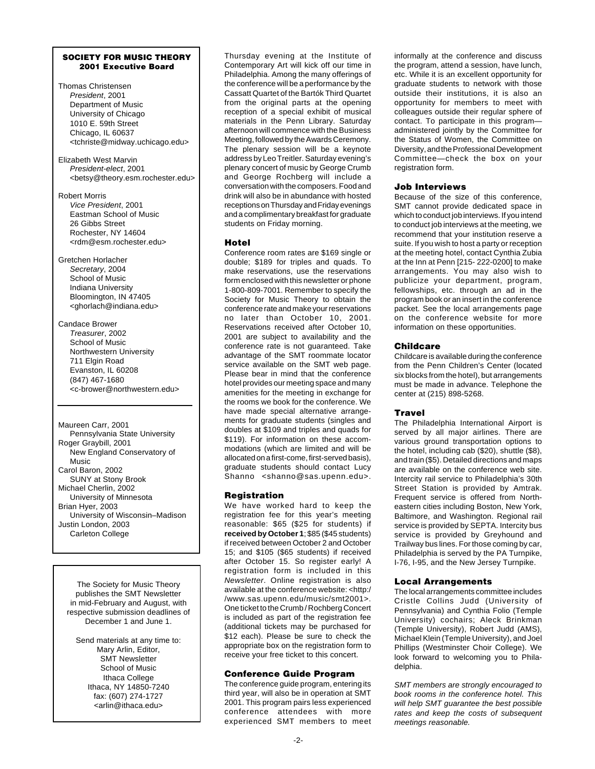**SOCIETY FOR MUSIC THEORY**
**2001 Executive Board**

Thomas Christensen
*President*, 2001
Department of Music
University of Chicago
1010 E. 59th Street
Chicago, IL 60637
<tchriste@midway.uchicago.edu>

Elizabeth West Marvin
*President-elect*, 2001
<betsy@theory.esm.rochester.edu>

Robert Morris
*Vice President*, 2001
Eastman School of Music
26 Gibbs Street
Rochester, NY 14604
<rdm@esm.rochester.edu>

Gretchen Horlacher
*Secretary*, 2004
School of Music
Indiana University
Bloomington, IN 47405
<ghorlach@indiana.edu>

Candace Brower
*Treasurer*, 2002
School of Music
Northwestern University
711 Elgin Road
Evanston, IL 60208
(847) 467-1680
<c-brower@northwestern.edu>

---

Maureen Carr, 2001
Pennsylvania State University
Roger Graybill, 2001
New England Conservatory of Music
Carol Baron, 2002
SUNY at Stony Brook
Michael Cherlin, 2002
University of Minnesota
Brian Hyer, 2003
University of Wisconsin–Madison
Justin London, 2003
Carleton College

---

The Society for Music Theory publishes the SMT Newsletter in mid-February and August, with respective submission deadlines of December 1 and June 1.

Send materials at any time to:
Mary Arlin, Editor,
SMT Newsletter
School of Music
Ithaca College
Ithaca, NY 14850-7240
fax: (607) 274-1727
<arlin@ithaca.edu>

---

Thursday evening at the Institute of Contemporary Art will kick off our time in Philadelphia. Among the many offerings of the conference will be a performance by the Cassatt Quartet of the Bartók Third Quartet from the original parts at the opening reception of a special exhibit of musical materials in the Penn Library. Saturday afternoon will commence with the Business Meeting, followed by the Awards Ceremony. The plenary session will be a keynote address by Leo Treitler. Saturday evening's plenary concert of music by George Crumb and George Rochberg will include a conversation with the composers. Food and drink will also be in abundance with hosted receptions on Thursday and Friday evenings and a complimentary breakfast for graduate students on Friday morning.

### Hotel

Conference room rates are $169 single or double; $189 for triples and quads. To make reservations, use the reservations form enclosed with this newsletter or phone 1-800-809-7001. Remember to specify the Society for Music Theory to obtain the conference rate and make your reservations no later than October 10, 2001. Reservations received after October 10, 2001 are subject to availability and the conference rate is not guaranteed. Take advantage of the SMT roommate locator service available on the SMT web page. Please bear in mind that the conference hotel provides our meeting space and many amenities for the meeting in exchange for the rooms we book for the conference. We have made special alternative arrangements for graduate students (singles and doubles at $109 and triples and quads for $119). For information on these accommodations (which are limited and will be allocated on a first-come, first-served basis), graduate students should contact Lucy Shanno <shanno@sas.upenn.edu>.

### Registration

We have worked hard to keep the registration fee for this year's meeting reasonable: $65 ($25 for students) if **received by October 1**; $85 ($45 students) if received between October 2 and October 15; and $105 ($65 students) if received after October 15. So register early! A registration form is included in this *Newsletter*. Online registration is also available at the conference website: <http://www.sas.upenn.edu/music/smt2001>. One ticket to the Crumb / Rochberg Concert is included as part of the registration fee (additional tickets may be purchased for $12 each). Please be sure to check the appropriate box on the registration form to receive your free ticket to this concert.

### Conference Guide Program

The conference guide program, entering its third year, will also be in operation at SMT 2001. This program pairs less experienced conference attendees with more experienced SMT members to meet informally at the conference and discuss the program, attend a session, have lunch, etc. While it is an excellent opportunity for graduate students to network with those outside their institutions, it is also an opportunity for members to meet with colleagues outside their regular sphere of contact. To participate in this program—administered jointly by the Committee for the Status of Women, the Committee on Diversity, and the Professional Development Committee—check the box on your registration form.

### Job Interviews

Because of the size of this conference, SMT cannot provide dedicated space in which to conduct job interviews. If you intend to conduct job interviews at the meeting, we recommend that your institution reserve a suite. If you wish to host a party or reception at the meeting hotel, contact Cynthia Zubia at the Inn at Penn [215- 222-0200] to make arrangements. You may also wish to publicize your department, program, fellowships, etc. through an ad in the program book or an insert in the conference packet. See the local arrangements page on the conference website for more information on these opportunities.

### Childcare

Childcare is available during the conference from the Penn Children's Center (located six blocks from the hotel), but arrangements must be made in advance. Telephone the center at (215) 898-5268.

### Travel

The Philadelphia International Airport is served by all major airlines. There are various ground transportation options to the hotel, including cab ($20), shuttle ($8), and train ($5). Detailed directions and maps are available on the conference web site. Intercity rail service to Philadelphia's 30th Street Station is provided by Amtrak. Frequent service is offered from Northeastern cities including Boston, New York, Baltimore, and Washington. Regional rail service is provided by SEPTA. Intercity bus service is provided by Greyhound and Trailway bus lines. For those coming by car, Philadelphia is served by the PA Turnpike, I-76, I-95, and the New Jersey Turnpike.

### Local Arrangements

The local arrangements committee includes Cristle Collins Judd (University of Pennsylvania) and Cynthia Folio (Temple University) cochairs; Aleck Brinkman (Temple University), Robert Judd (AMS), Michael Klein (Temple University), and Joel Phillips (Westminster Choir College). We look forward to welcoming you to Philadelphia.

*SMT members are strongly encouraged to book rooms in the conference hotel. This will help SMT guarantee the best possible rates and keep the costs of subsequent meetings reasonable.*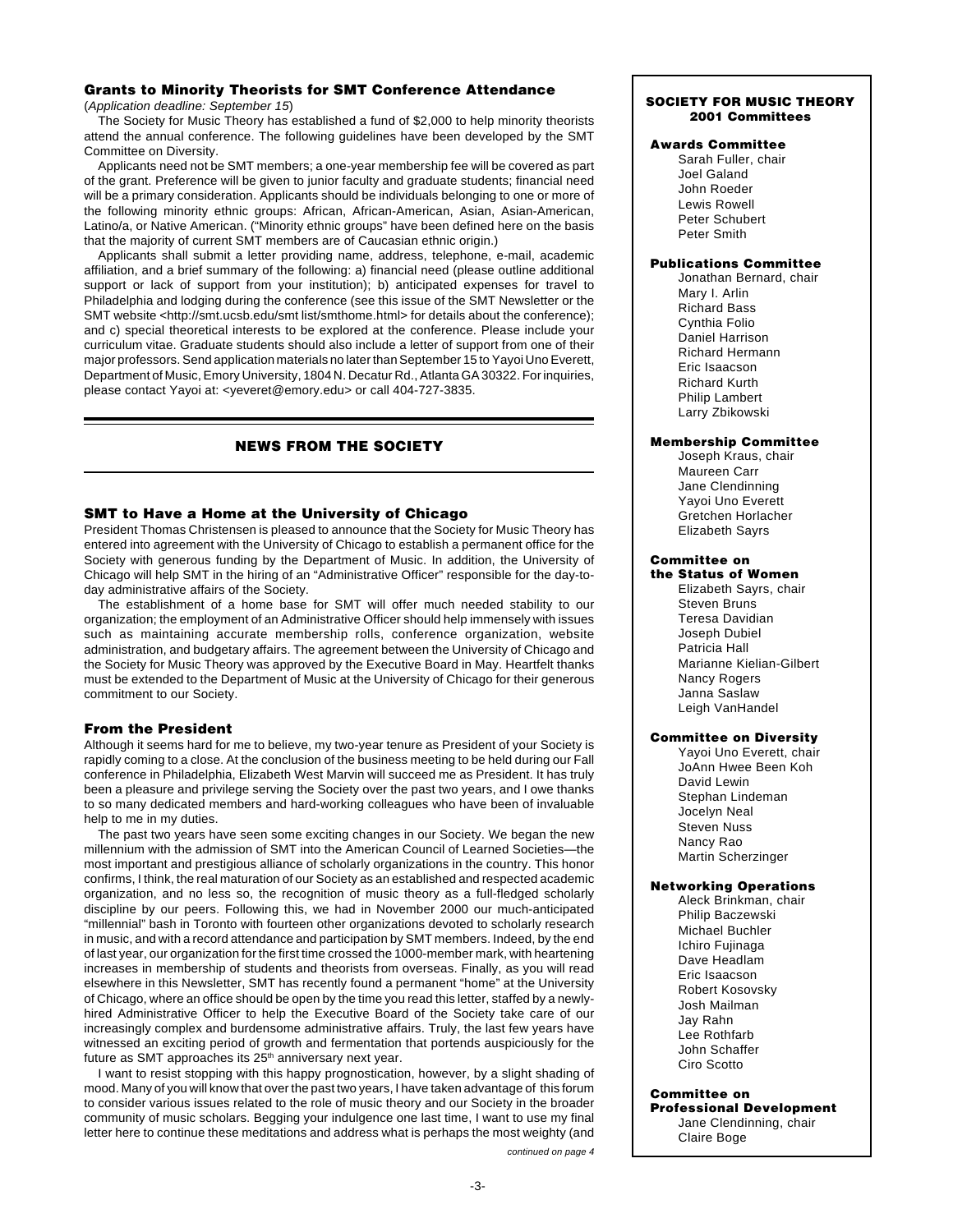### Grants to Minority Theorists for SMT Conference Attendance

(*Application deadline: September 15*)

The Society for Music Theory has established a fund of $2,000 to help minority theorists attend the annual conference. The following guidelines have been developed by the SMT Committee on Diversity.

Applicants need not be SMT members; a one-year membership fee will be covered as part of the grant. Preference will be given to junior faculty and graduate students; financial need will be a primary consideration. Applicants should be individuals belonging to one or more of the following minority ethnic groups: African, African-American, Asian, Asian-American, Latino/a, or Native American. ("Minority ethnic groups" have been defined here on the basis that the majority of current SMT members are of Caucasian ethnic origin.)

Applicants shall submit a letter providing name, address, telephone, e-mail, academic affiliation, and a brief summary of the following: a) financial need (please outline additional support or lack of support from your institution); b) anticipated expenses for travel to Philadelphia and lodging during the conference (see this issue of the SMT Newsletter or the SMT website <http://smt.ucsb.edu/smt list/smthome.html> for details about the conference); and c) special theoretical interests to be explored at the conference. Please include your curriculum vitae. Graduate students should also include a letter of support from one of their major professors. Send application materials no later than September 15 to Yayoi Uno Everett, Department of Music, Emory University, 1804 N. Decatur Rd., Atlanta GA 30322. For inquiries, please contact Yayoi at: <yeveret@emory.edu> or call 404-727-3835.

## NEWS FROM THE SOCIETY

### SMT to Have a Home at the University of Chicago

President Thomas Christensen is pleased to announce that the Society for Music Theory has entered into agreement with the University of Chicago to establish a permanent office for the Society with generous funding by the Department of Music. In addition, the University of Chicago will help SMT in the hiring of an "Administrative Officer" responsible for the day-to-day administrative affairs of the Society.

The establishment of a home base for SMT will offer much needed stability to our organization; the employment of an Administrative Officer should help immensely with issues such as maintaining accurate membership rolls, conference organization, website administration, and budgetary affairs. The agreement between the University of Chicago and the Society for Music Theory was approved by the Executive Board in May. Heartfelt thanks must be extended to the Department of Music at the University of Chicago for their generous commitment to our Society.

### From the President

Although it seems hard for me to believe, my two-year tenure as President of your Society is rapidly coming to a close. At the conclusion of the business meeting to be held during our Fall conference in Philadelphia, Elizabeth West Marvin will succeed me as President. It has truly been a pleasure and privilege serving the Society over the past two years, and I owe thanks to so many dedicated members and hard-working colleagues who have been of invaluable help to me in my duties.

The past two years have seen some exciting changes in our Society. We began the new millennium with the admission of SMT into the American Council of Learned Societies—the most important and prestigious alliance of scholarly organizations in the country. This honor confirms, I think, the real maturation of our Society as an established and respected academic organization, and no less so, the recognition of music theory as a full-fledged scholarly discipline by our peers. Following this, we had in November 2000 our much-anticipated "millennial" bash in Toronto with fourteen other organizations devoted to scholarly research in music, and with a record attendance and participation by SMT members. Indeed, by the end of last year, our organization for the first time crossed the 1000-member mark, with heartening increases in membership of students and theorists from overseas. Finally, as you will read elsewhere in this Newsletter, SMT has recently found a permanent "home" at the University of Chicago, where an office should be open by the time you read this letter, staffed by a newly-hired Administrative Officer to help the Executive Board of the Society take care of our increasingly complex and burdensome administrative affairs. Truly, the last few years have witnessed an exciting period of growth and fermentation that portends auspiciously for the future as SMT approaches its 25th anniversary next year.

I want to resist stopping with this happy prognostication, however, by a slight shading of mood. Many of you will know that over the past two years, I have taken advantage of this forum to consider various issues related to the role of music theory and our Society in the broader community of music scholars. Begging your indulgence one last time, I want to use my final letter here to continue these meditations and address what is perhaps the most weighty (and

*continued on page 4*

---

**SOCIETY FOR MUSIC THEORY**
**2001 Committees**

**Awards Committee**
Sarah Fuller, chair
Joel Galand
John Roeder
Lewis Rowell
Peter Schubert
Peter Smith

**Publications Committee**
Jonathan Bernard, chair
Mary I. Arlin
Richard Bass
Cynthia Folio
Daniel Harrison
Richard Hermann
Eric Isaacson
Richard Kurth
Philip Lambert
Larry Zbikowski

**Membership Committee**
Joseph Kraus, chair
Maureen Carr
Jane Clendinning
Yayoi Uno Everett
Gretchen Horlacher
Elizabeth Sayrs

**Committee on the Status of Women**
Elizabeth Sayrs, chair
Steven Bruns
Teresa Davidian
Joseph Dubiel
Patricia Hall
Marianne Kielian-Gilbert
Nancy Rogers
Janna Saslaw
Leigh VanHandel

**Committee on Diversity**
Yayoi Uno Everett, chair
JoAnn Hwee Been Koh
David Lewin
Stephan Lindeman
Jocelyn Neal
Steven Nuss
Nancy Rao
Martin Scherzinger

**Networking Operations**
Aleck Brinkman, chair
Philip Baczewski
Michael Buchler
Ichiro Fujinaga
Dave Headlam
Eric Isaacson
Robert Kosovsky
Josh Mailman
Jay Rahn
Lee Rothfarb
John Schaffer
Ciro Scotto

**Committee on Professional Development**
Jane Clendinning, chair
Claire Boge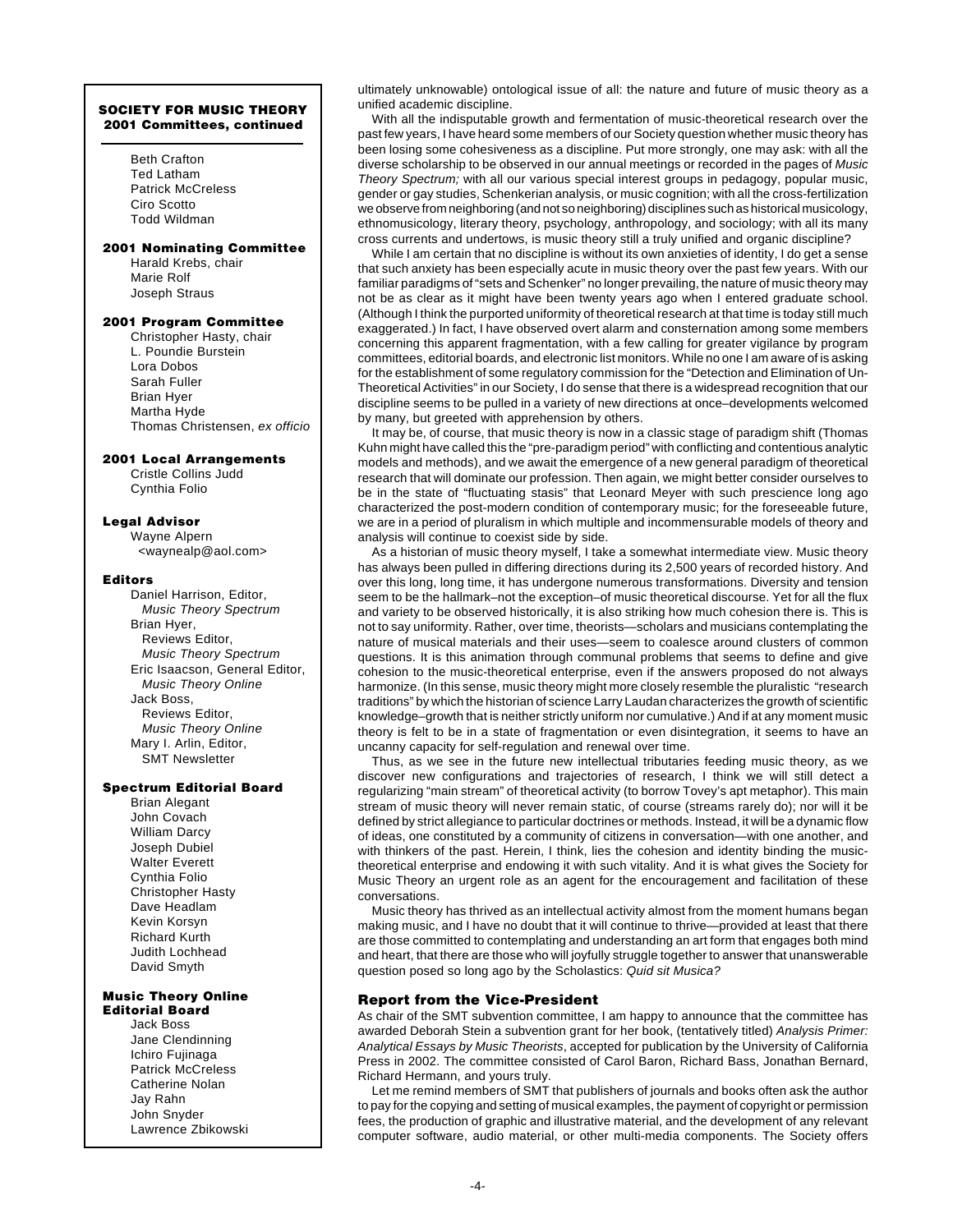### SOCIETY FOR MUSIC THEORY 2001 Committees, continued

Beth Crafton
Ted Latham
Patrick McCreless
Ciro Scotto
Todd Wildman

**2001 Nominating Committee**
Harald Krebs, chair
Marie Rolf
Joseph Straus

**2001 Program Committee**
Christopher Hasty, chair
L. Poundie Burstein
Lora Dobos
Sarah Fuller
Brian Hyer
Martha Hyde
Thomas Christensen, *ex officio*

**2001 Local Arrangements**
Cristle Collins Judd
Cynthia Folio

**Legal Advisor**
Wayne Alpern
<waynealp@aol.com>

**Editors**
Daniel Harrison, Editor, *Music Theory Spectrum*
Brian Hyer, Reviews Editor, *Music Theory Spectrum*
Eric Isaacson, General Editor, *Music Theory Online*
Jack Boss, Reviews Editor, *Music Theory Online*
Mary I. Arlin, Editor, SMT Newsletter

**Spectrum Editorial Board**
Brian Alegant
John Covach
William Darcy
Joseph Dubiel
Walter Everett
Cynthia Folio
Christopher Hasty
Dave Headlam
Kevin Korsyn
Richard Kurth
Judith Lochhead
David Smyth

**Music Theory Online Editorial Board**
Jack Boss
Jane Clendinning
Ichiro Fujinaga
Patrick McCreless
Catherine Nolan
Jay Rahn
John Snyder
Lawrence Zbikowski

ultimately unknowable) ontological issue of all: the nature and future of music theory as a unified academic discipline.

With all the indisputable growth and fermentation of music-theoretical research over the past few years, I have heard some members of our Society question whether music theory has been losing some cohesiveness as a discipline. Put more strongly, one may ask: with all the diverse scholarship to be observed in our annual meetings or recorded in the pages of *Music Theory Spectrum;* with all our various special interest groups in pedagogy, popular music, gender or gay studies, Schenkerian analysis, or music cognition; with all the cross-fertilization we observe from neighboring (and not so neighboring) disciplines such as historical musicology, ethnomusicology, literary theory, psychology, anthropology, and sociology; with all its many cross currents and undertows, is music theory still a truly unified and organic discipline?

While I am certain that no discipline is without its own anxieties of identity, I do get a sense that such anxiety has been especially acute in music theory over the past few years. With our familiar paradigms of "sets and Schenker" no longer prevailing, the nature of music theory may not be as clear as it might have been twenty years ago when I entered graduate school. (Although I think the purported uniformity of theoretical research at that time is today still much exaggerated.) In fact, I have observed overt alarm and consternation among some members concerning this apparent fragmentation, with a few calling for greater vigilance by program committees, editorial boards, and electronic list monitors. While no one I am aware of is asking for the establishment of some regulatory commission for the "Detection and Elimination of Un-Theoretical Activities" in our Society, I do sense that there is a widespread recognition that our discipline seems to be pulled in a variety of new directions at once–developments welcomed by many, but greeted with apprehension by others.

It may be, of course, that music theory is now in a classic stage of paradigm shift (Thomas Kuhn might have called this the "pre-paradigm period" with conflicting and contentious analytic models and methods), and we await the emergence of a new general paradigm of theoretical research that will dominate our profession. Then again, we might better consider ourselves to be in the state of "fluctuating stasis" that Leonard Meyer with such prescience long ago characterized the post-modern condition of contemporary music; for the foreseeable future, we are in a period of pluralism in which multiple and incommensurable models of theory and analysis will continue to coexist side by side.

As a historian of music theory myself, I take a somewhat intermediate view. Music theory has always been pulled in differing directions during its 2,500 years of recorded history. And over this long, long time, it has undergone numerous transformations. Diversity and tension seem to be the hallmark–not the exception–of music theoretical discourse. Yet for all the flux and variety to be observed historically, it is also striking how much cohesion there is. This is not to say uniformity. Rather, over time, theorists—scholars and musicians contemplating the nature of musical materials and their uses—seem to coalesce around clusters of common questions. It is this animation through communal problems that seems to define and give cohesion to the music-theoretical enterprise, even if the answers proposed do not always harmonize. (In this sense, music theory might more closely resemble the pluralistic "research traditions" by which the historian of science Larry Laudan characterizes the growth of scientific knowledge–growth that is neither strictly uniform nor cumulative.) And if at any moment music theory is felt to be in a state of fragmentation or even disintegration, it seems to have an uncanny capacity for self-regulation and renewal over time.

Thus, as we see in the future new intellectual tributaries feeding music theory, as we discover new configurations and trajectories of research, I think we will still detect a regularizing "main stream" of theoretical activity (to borrow Tovey's apt metaphor). This main stream of music theory will never remain static, of course (streams rarely do); nor will it be defined by strict allegiance to particular doctrines or methods. Instead, it will be a dynamic flow of ideas, one constituted by a community of citizens in conversation—with one another, and with thinkers of the past. Herein, I think, lies the cohesion and identity binding the music-theoretical enterprise and endowing it with such vitality. And it is what gives the Society for Music Theory an urgent role as an agent for the encouragement and facilitation of these conversations.

Music theory has thrived as an intellectual activity almost from the moment humans began making music, and I have no doubt that it will continue to thrive—provided at least that there are those committed to contemplating and understanding an art form that engages both mind and heart, that there are those who will joyfully struggle together to answer that unanswerable question posed so long ago by the Scholastics: *Quid sit Musica?*

### Report from the Vice-President

As chair of the SMT subvention committee, I am happy to announce that the committee has awarded Deborah Stein a subvention grant for her book, (tentatively titled) *Analysis Primer: Analytical Essays by Music Theorists*, accepted for publication by the University of California Press in 2002. The committee consisted of Carol Baron, Richard Bass, Jonathan Bernard, Richard Hermann, and yours truly.

Let me remind members of SMT that publishers of journals and books often ask the author to pay for the copying and setting of musical examples, the payment of copyright or permission fees, the production of graphic and illustrative material, and the development of any relevant computer software, audio material, or other multi-media components. The Society offers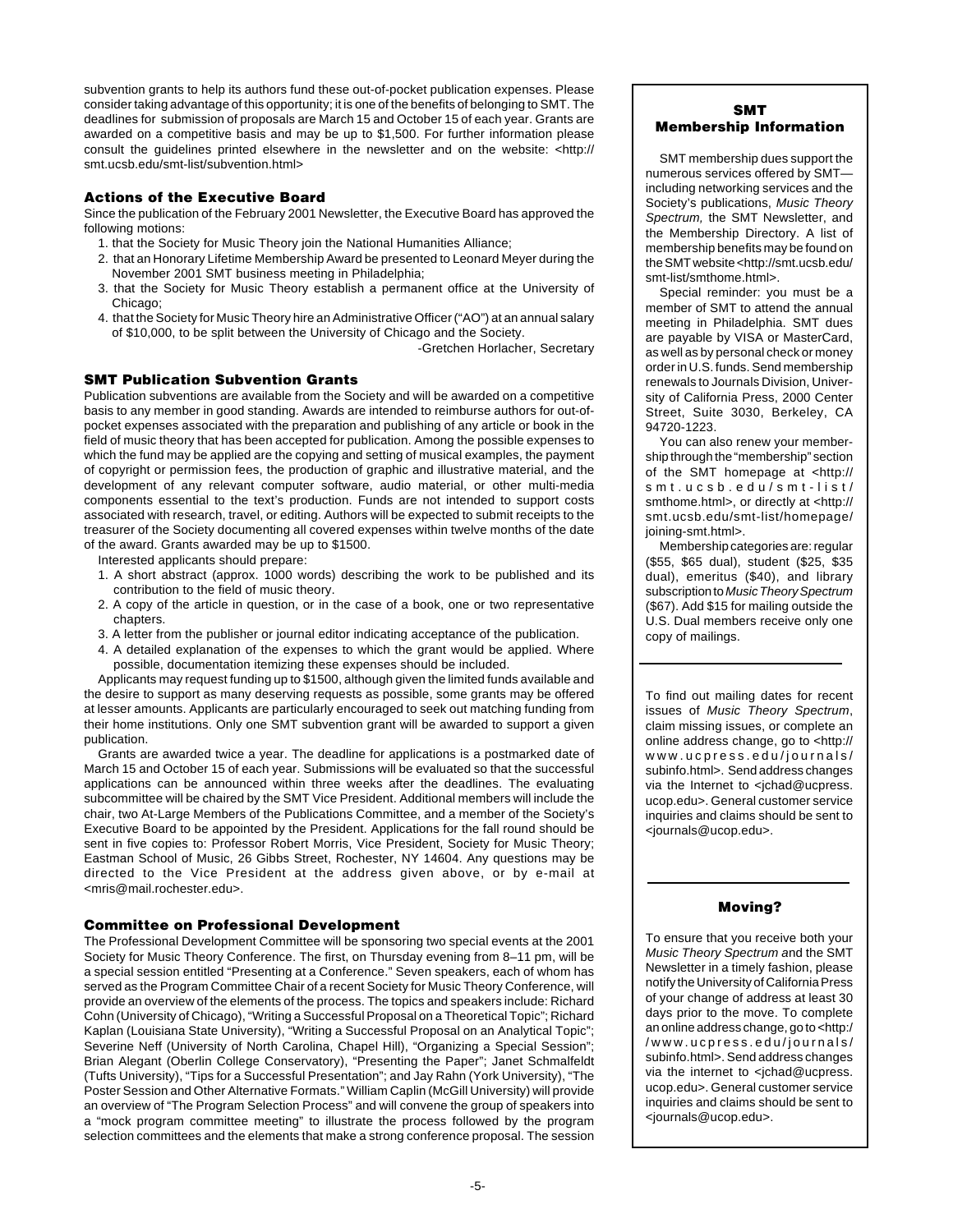subvention grants to help its authors fund these out-of-pocket publication expenses. Please consider taking advantage of this opportunity; it is one of the benefits of belonging to SMT. The deadlines for submission of proposals are March 15 and October 15 of each year. Grants are awarded on a competitive basis and may be up to $1,500. For further information please consult the guidelines printed elsewhere in the newsletter and on the website: <http://smt.ucsb.edu/smt-list/subvention.html>

### Actions of the Executive Board

Since the publication of the February 2001 Newsletter, the Executive Board has approved the following motions:

1. that the Society for Music Theory join the National Humanities Alliance;
2. that an Honorary Lifetime Membership Award be presented to Leonard Meyer during the November 2001 SMT business meeting in Philadelphia;
3. that the Society for Music Theory establish a permanent office at the University of Chicago;
4. that the Society for Music Theory hire an Administrative Officer ("AO") at an annual salary of $10,000, to be split between the University of Chicago and the Society.

-Gretchen Horlacher, Secretary

### SMT Publication Subvention Grants

Publication subventions are available from the Society and will be awarded on a competitive basis to any member in good standing. Awards are intended to reimburse authors for out-of-pocket expenses associated with the preparation and publishing of any article or book in the field of music theory that has been accepted for publication. Among the possible expenses to which the fund may be applied are the copying and setting of musical examples, the payment of copyright or permission fees, the production of graphic and illustrative material, and the development of any relevant computer software, audio material, or other multi-media components essential to the text's production. Funds are not intended to support costs associated with research, travel, or editing. Authors will be expected to submit receipts to the treasurer of the Society documenting all covered expenses within twelve months of the date of the award. Grants awarded may be up to $1500.

Interested applicants should prepare:

1. A short abstract (approx. 1000 words) describing the work to be published and its contribution to the field of music theory.
2. A copy of the article in question, or in the case of a book, one or two representative chapters.
3. A letter from the publisher or journal editor indicating acceptance of the publication.
4. A detailed explanation of the expenses to which the grant would be applied. Where possible, documentation itemizing these expenses should be included.

Applicants may request funding up to $1500, although given the limited funds available and the desire to support as many deserving requests as possible, some grants may be offered at lesser amounts. Applicants are particularly encouraged to seek out matching funding from their home institutions. Only one SMT subvention grant will be awarded to support a given publication.

Grants are awarded twice a year. The deadline for applications is a postmarked date of March 15 and October 15 of each year. Submissions will be evaluated so that the successful applications can be announced within three weeks after the deadlines. The evaluating subcommittee will be chaired by the SMT Vice President. Additional members will include the chair, two At-Large Members of the Publications Committee, and a member of the Society's Executive Board to be appointed by the President. Applications for the fall round should be sent in five copies to: Professor Robert Morris, Vice President, Society for Music Theory; Eastman School of Music, 26 Gibbs Street, Rochester, NY 14604. Any questions may be directed to the Vice President at the address given above, or by e-mail at <mris@mail.rochester.edu>.

### Committee on Professional Development

The Professional Development Committee will be sponsoring two special events at the 2001 Society for Music Theory Conference. The first, on Thursday evening from 8–11 pm, will be a special session entitled "Presenting at a Conference." Seven speakers, each of whom has served as the Program Committee Chair of a recent Society for Music Theory Conference, will provide an overview of the elements of the process. The topics and speakers include: Richard Cohn (University of Chicago), "Writing a Successful Proposal on a Theoretical Topic"; Richard Kaplan (Louisiana State University), "Writing a Successful Proposal on an Analytical Topic"; Severine Neff (University of North Carolina, Chapel Hill), "Organizing a Special Session"; Brian Alegant (Oberlin College Conservatory), "Presenting the Paper"; Janet Schmalfeldt (Tufts University), "Tips for a Successful Presentation"; and Jay Rahn (York University), "The Poster Session and Other Alternative Formats." William Caplin (McGill University) will provide an overview of "The Program Selection Process" and will convene the group of speakers into a "mock program committee meeting" to illustrate the process followed by the program selection committees and the elements that make a strong conference proposal. The session

### SMT Membership Information

SMT membership dues support the numerous services offered by SMT—including networking services and the Society's publications, *Music Theory Spectrum,* the SMT Newsletter, and the Membership Directory. A list of membership benefits may be found on the SMT website <http://smt.ucsb.edu/smt-list/smthome.html>.

Special reminder: you must be a member of SMT to attend the annual meeting in Philadelphia. SMT dues are payable by VISA or MasterCard, as well as by personal check or money order in U.S. funds. Send membership renewals to Journals Division, University of California Press, 2000 Center Street, Suite 3030, Berkeley, CA 94720-1223.

You can also renew your membership through the "membership" section of the SMT homepage at <http://smt.ucsb.edu/smt-list/smthome.html>, or directly at <http://smt.ucsb.edu/smt-list/homepage/joining-smt.html>.

Membership categories are: regular ($55, $65 dual), student ($25, $35 dual), emeritus ($40), and library subscription to *Music Theory Spectrum* ($67). Add $15 for mailing outside the U.S. Dual members receive only one copy of mailings.

To find out mailing dates for recent issues of *Music Theory Spectrum*, claim missing issues, or complete an online address change, go to <http://www.ucpress.edu/journals/subinfo.html>. Send address changes via the Internet to <jchad@ucpress.ucop.edu>. General customer service inquiries and claims should be sent to <journals@ucop.edu>.

### Moving?

To ensure that you receive both your *Music Theory Spectrum* and the SMT Newsletter in a timely fashion, please notify the University of California Press of your change of address at least 30 days prior to the move. To complete an online address change, go to <http://www.ucpress.edu/journals/subinfo.html>. Send address changes via the internet to <jchad@ucpress.ucop.edu>. General customer service inquiries and claims should be sent to <journals@ucop.edu>.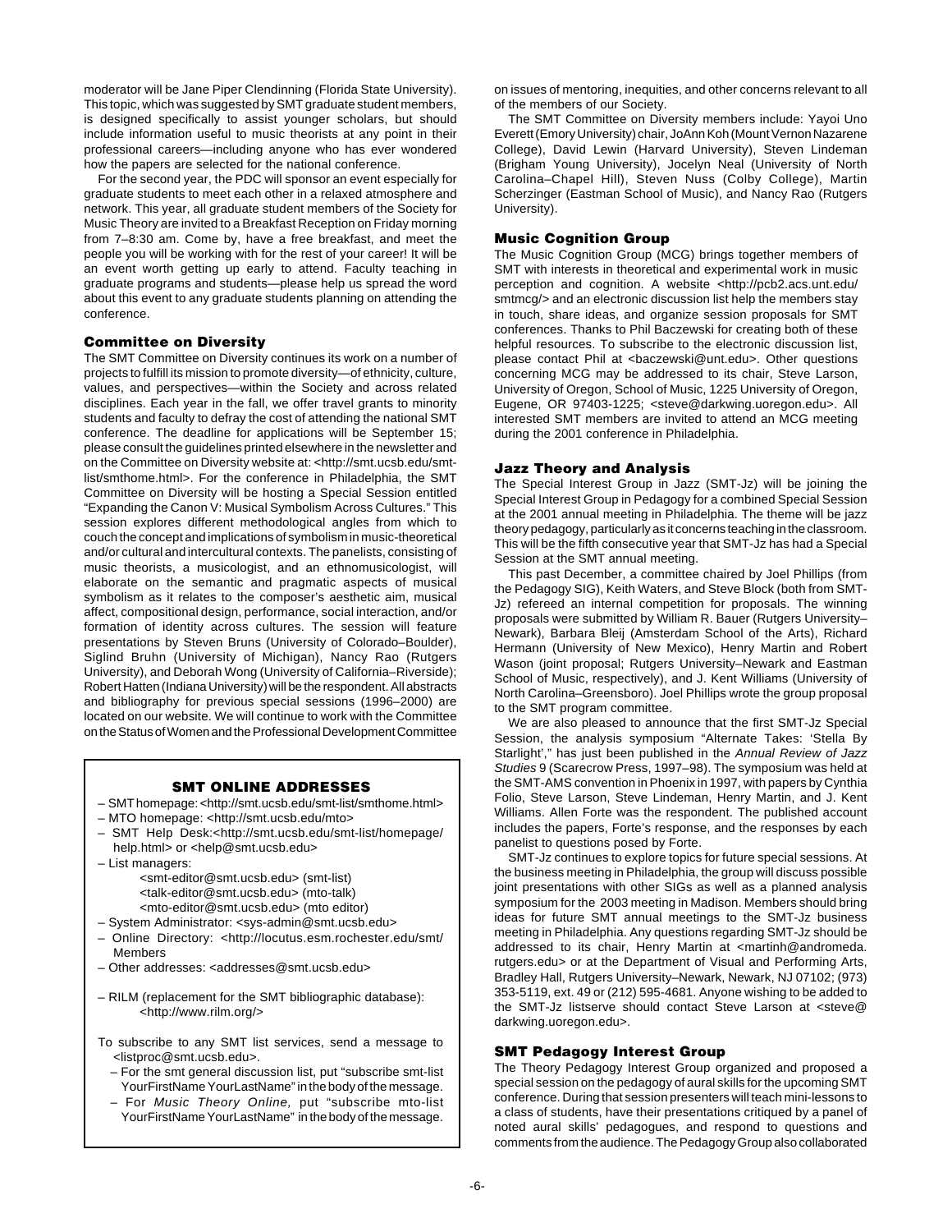moderator will be Jane Piper Clendinning (Florida State University). This topic, which was suggested by SMT graduate student members, is designed specifically to assist younger scholars, but should include information useful to music theorists at any point in their professional careers—including anyone who has ever wondered how the papers are selected for the national conference.

For the second year, the PDC will sponsor an event especially for graduate students to meet each other in a relaxed atmosphere and network. This year, all graduate student members of the Society for Music Theory are invited to a Breakfast Reception on Friday morning from 7–8:30 am. Come by, have a free breakfast, and meet the people you will be working with for the rest of your career! It will be an event worth getting up early to attend. Faculty teaching in graduate programs and students—please help us spread the word about this event to any graduate students planning on attending the conference.

### Committee on Diversity

The SMT Committee on Diversity continues its work on a number of projects to fulfill its mission to promote diversity—of ethnicity, culture, values, and perspectives—within the Society and across related disciplines. Each year in the fall, we offer travel grants to minority students and faculty to defray the cost of attending the national SMT conference. The deadline for applications will be September 15; please consult the guidelines printed elsewhere in the newsletter and on the Committee on Diversity website at: <http://smt.ucsb.edu/smt-list/smthome.html>. For the conference in Philadelphia, the SMT Committee on Diversity will be hosting a Special Session entitled "Expanding the Canon V: Musical Symbolism Across Cultures." This session explores different methodological angles from which to couch the concept and implications of symbolism in music-theoretical and/or cultural and intercultural contexts. The panelists, consisting of music theorists, a musicologist, and an ethnomusicologist, will elaborate on the semantic and pragmatic aspects of musical symbolism as it relates to the composer's aesthetic aim, musical affect, compositional design, performance, social interaction, and/or formation of identity across cultures. The session will feature presentations by Steven Bruns (University of Colorado–Boulder), Siglind Bruhn (University of Michigan), Nancy Rao (Rutgers University), and Deborah Wong (University of California–Riverside); Robert Hatten (Indiana University) will be the respondent. All abstracts and bibliography for previous special sessions (1996–2000) are located on our website. We will continue to work with the Committee on the Status of Women and the Professional Development Committee on issues of mentoring, inequities, and other concerns relevant to all of the members of our Society.

The SMT Committee on Diversity members include: Yayoi Uno Everett (Emory University) chair, JoAnn Koh (Mount Vernon Nazarene College), David Lewin (Harvard University), Steven Lindeman (Brigham Young University), Jocelyn Neal (University of North Carolina–Chapel Hill), Steven Nuss (Colby College), Martin Scherzinger (Eastman School of Music), and Nancy Rao (Rutgers University).

### Music Cognition Group

The Music Cognition Group (MCG) brings together members of SMT with interests in theoretical and experimental work in music perception and cognition. A website <http://pcb2.acs.unt.edu/smtmcg/> and an electronic discussion list help the members stay in touch, share ideas, and organize session proposals for SMT conferences. Thanks to Phil Baczewski for creating both of these helpful resources. To subscribe to the electronic discussion list, please contact Phil at <baczewski@unt.edu>. Other questions concerning MCG may be addressed to its chair, Steve Larson, University of Oregon, School of Music, 1225 University of Oregon, Eugene, OR 97403-1225; <steve@darkwing.uoregon.edu>. All interested SMT members are invited to attend an MCG meeting during the 2001 conference in Philadelphia.

### Jazz Theory and Analysis

The Special Interest Group in Jazz (SMT-Jz) will be joining the Special Interest Group in Pedagogy for a combined Special Session at the 2001 annual meeting in Philadelphia. The theme will be jazz theory pedagogy, particularly as it concerns teaching in the classroom. This will be the fifth consecutive year that SMT-Jz has had a Special Session at the SMT annual meeting.

This past December, a committee chaired by Joel Phillips (from the Pedagogy SIG), Keith Waters, and Steve Block (both from SMT-Jz) refereed an internal competition for proposals. The winning proposals were submitted by William R. Bauer (Rutgers University–Newark), Barbara Bleij (Amsterdam School of the Arts), Richard Hermann (University of New Mexico), Henry Martin and Robert Wason (joint proposal; Rutgers University–Newark and Eastman School of Music, respectively), and J. Kent Williams (University of North Carolina–Greensboro). Joel Phillips wrote the group proposal to the SMT program committee.

We are also pleased to announce that the first SMT-Jz Special Session, the analysis symposium "Alternate Takes: 'Stella By Starlight'," has just been published in the *Annual Review of Jazz Studies* 9 (Scarecrow Press, 1997–98). The symposium was held at the SMT-AMS convention in Phoenix in 1997, with papers by Cynthia Folio, Steve Larson, Steve Lindeman, Henry Martin, and J. Kent Williams. Allen Forte was the respondent. The published account includes the papers, Forte's response, and the responses by each panelist to questions posed by Forte.

SMT-Jz continues to explore topics for future special sessions. At the business meeting in Philadelphia, the group will discuss possible joint presentations with other SIGs as well as a planned analysis symposium for the 2003 meeting in Madison. Members should bring ideas for future SMT annual meetings to the SMT-Jz business meeting in Philadelphia. Any questions regarding SMT-Jz should be addressed to its chair, Henry Martin at <martinh@andromeda.rutgers.edu> or at the Department of Visual and Performing Arts, Bradley Hall, Rutgers University–Newark, Newark, NJ 07102; (973) 353-5119, ext. 49 or (212) 595-4681. Anyone wishing to be added to the SMT-Jz listserve should contact Steve Larson at <steve@darkwing.uoregon.edu>.

### SMT Pedagogy Interest Group

The Theory Pedagogy Interest Group organized and proposed a special session on the pedagogy of aural skills for the upcoming SMT conference. During that session presenters will teach mini-lessons to a class of students, have their presentations critiqued by a panel of noted aural skills' pedagogues, and respond to questions and comments from the audience. The Pedagogy Group also collaborated

### SMT ONLINE ADDRESSES

- SMT homepage: <http://smt.ucsb.edu/smt-list/smthome.html>
- MTO homepage: <http://smt.ucsb.edu/mto>
- SMT Help Desk: <http://smt.ucsb.edu/smt-list/homepage/help.html> or <help@smt.ucsb.edu>
- List managers:
  - <smt-editor@smt.ucsb.edu> (smt-list)
  - <talk-editor@smt.ucsb.edu> (mto-talk)
  - <mto-editor@smt.ucsb.edu> (mto editor)
- System Administrator: <sys-admin@smt.ucsb.edu>
- Online Directory: <http://locutus.esm.rochester.edu/smt/Members
- Other addresses: <addresses@smt.ucsb.edu>
- RILM (replacement for the SMT bibliographic database): <http://www.rilm.org/>

To subscribe to any SMT list services, send a message to <listproc@smt.ucsb.edu>.

- For the smt general discussion list, put "subscribe smt-list YourFirstName YourLastName" in the body of the message.
- For *Music Theory Online*, put "subscribe mto-list YourFirstName YourLastName" in the body of the message.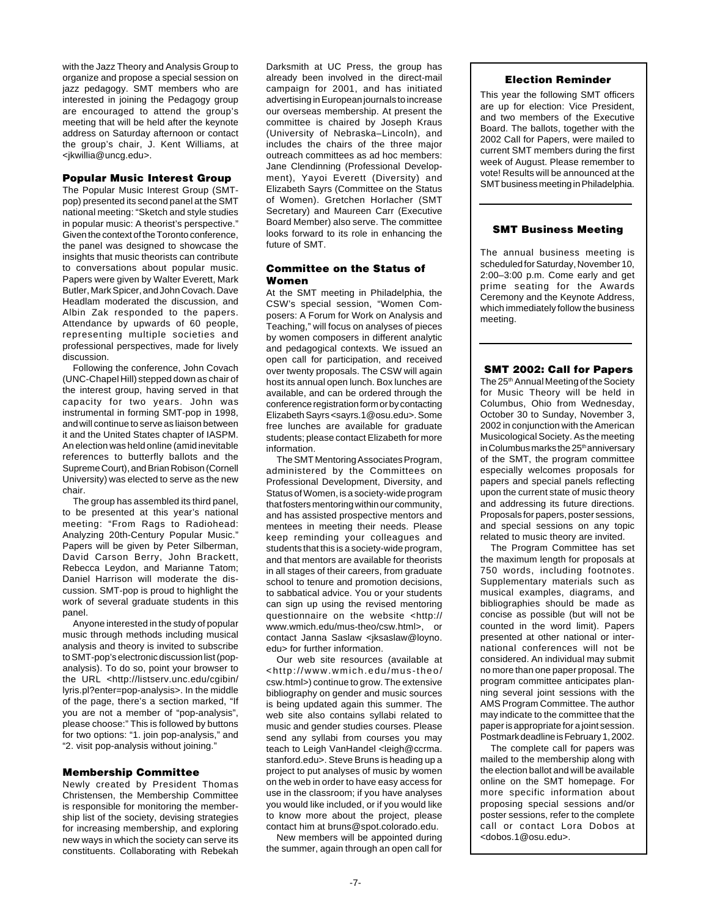with the Jazz Theory and Analysis Group to organize and propose a special session on jazz pedagogy. SMT members who are interested in joining the Pedagogy group are encouraged to attend the group's meeting that will be held after the keynote address on Saturday afternoon or contact the group's chair, J. Kent Williams, at <jkwillia@uncg.edu>.

### Popular Music Interest Group

The Popular Music Interest Group (SMT-pop) presented its second panel at the SMT national meeting: "Sketch and style studies in popular music: A theorist's perspective." Given the context of the Toronto conference, the panel was designed to showcase the insights that music theorists can contribute to conversations about popular music. Papers were given by Walter Everett, Mark Butler, Mark Spicer, and John Covach. Dave Headlam moderated the discussion, and Albin Zak responded to the papers. Attendance by upwards of 60 people, representing multiple societies and professional perspectives, made for lively discussion.

Following the conference, John Covach (UNC-Chapel Hill) stepped down as chair of the interest group, having served in that capacity for two years. John was instrumental in forming SMT-pop in 1998, and will continue to serve as liaison between it and the United States chapter of IASPM. An election was held online (amid inevitable references to butterfly ballots and the Supreme Court), and Brian Robison (Cornell University) was elected to serve as the new chair.

The group has assembled its third panel, to be presented at this year's national meeting: "From Rags to Radiohead: Analyzing 20th-Century Popular Music." Papers will be given by Peter Silberman, David Carson Berry, John Brackett, Rebecca Leydon, and Marianne Tatom; Daniel Harrison will moderate the discussion. SMT-pop is proud to highlight the work of several graduate students in this panel.

Anyone interested in the study of popular music through methods including musical analysis and theory is invited to subscribe to SMT-pop's electronic discussion list (pop-analysis). To do so, point your browser to the URL <http://listserv.unc.edu/cgibin/lyris.pl?enter=pop-analysis>. In the middle of the page, there's a section marked, "If you are not a member of "pop-analysis", please choose:" This is followed by buttons for two options: "1. join pop-analysis," and "2. visit pop-analysis without joining."

### Membership Committee

Newly created by President Thomas Christensen, the Membership Committee is responsible for monitoring the membership list of the society, devising strategies for increasing membership, and exploring new ways in which the society can serve its constituents. Collaborating with Rebekah Darksmith at UC Press, the group has already been involved in the direct-mail campaign for 2001, and has initiated advertising in European journals to increase our overseas membership. At present the committee is chaired by Joseph Kraus (University of Nebraska–Lincoln), and includes the chairs of the three major outreach committees as ad hoc members: Jane Clendinning (Professional Development), Yayoi Everett (Diversity) and Elizabeth Sayrs (Committee on the Status of Women). Gretchen Horlacher (SMT Secretary) and Maureen Carr (Executive Board Member) also serve. The committee looks forward to its role in enhancing the future of SMT.

### Committee on the Status of Women

At the SMT meeting in Philadelphia, the CSW's special session, "Women Composers: A Forum for Work on Analysis and Teaching," will focus on analyses of pieces by women composers in different analytic and pedagogical contexts. We issued an open call for participation, and received over twenty proposals. The CSW will again host its annual open lunch. Box lunches are available, and can be ordered through the conference registration form or by contacting Elizabeth Sayrs <sayrs.1@osu.edu>. Some free lunches are available for graduate students; please contact Elizabeth for more information.

The SMT Mentoring Associates Program, administered by the Committees on Professional Development, Diversity, and Status of Women, is a society-wide program that fosters mentoring within our community, and has assisted prospective mentors and mentees in meeting their needs. Please keep reminding your colleagues and students that this is a society-wide program, and that mentors are available for theorists in all stages of their careers, from graduate school to tenure and promotion decisions, to sabbatical advice. You or your students can sign up using the revised mentoring questionnaire on the website <http://www.wmich.edu/mus-theo/csw.html>, or contact Janna Saslaw <jksaslaw@loyno.edu> for further information.

Our web site resources (available at <http://www.wmich.edu/mus-theo/csw.html>) continue to grow. The extensive bibliography on gender and music sources is being updated again this summer. The web site also contains syllabi related to music and gender studies courses. Please send any syllabi from courses you may teach to Leigh VanHandel <leigh@ccrma.stanford.edu>. Steve Bruns is heading up a project to put analyses of music by women on the web in order to have easy access for use in the classroom; if you have analyses you would like included, or if you would like to know more about the project, please contact him at bruns@spot.colorado.edu.

New members will be appointed during the summer, again through an open call for

### Election Reminder

This year the following SMT officers are up for election: Vice President, and two members of the Executive Board. The ballots, together with the 2002 Call for Papers, were mailed to current SMT members during the first week of August. Please remember to vote! Results will be announced at the SMT business meeting in Philadelphia.

### SMT Business Meeting

The annual business meeting is scheduled for Saturday, November 10, 2:00–3:00 p.m. Come early and get prime seating for the Awards Ceremony and the Keynote Address, which immediately follow the business meeting.

### SMT 2002: Call for Papers

The 25th Annual Meeting of the Society for Music Theory will be held in Columbus, Ohio from Wednesday, October 30 to Sunday, November 3, 2002 in conjunction with the American Musicological Society. As the meeting in Columbus marks the 25th anniversary of the SMT, the program committee especially welcomes proposals for papers and special panels reflecting upon the current state of music theory and addressing its future directions. Proposals for papers, poster sessions, and special sessions on any topic related to music theory are invited.

The Program Committee has set the maximum length for proposals at 750 words, including footnotes. Supplementary materials such as musical examples, diagrams, and bibliographies should be made as concise as possible (but will not be counted in the word limit). Papers presented at other national or international conferences will not be considered. An individual may submit no more than one paper proposal. The program committee anticipates planning several joint sessions with the AMS Program Committee. The author may indicate to the committee that the paper is appropriate for a joint session. Postmark deadline is February 1, 2002.

The complete call for papers was mailed to the membership along with the election ballot and will be available online on the SMT homepage. For more specific information about proposing special sessions and/or poster sessions, refer to the complete call or contact Lora Dobos at <dobos.1@osu.edu>.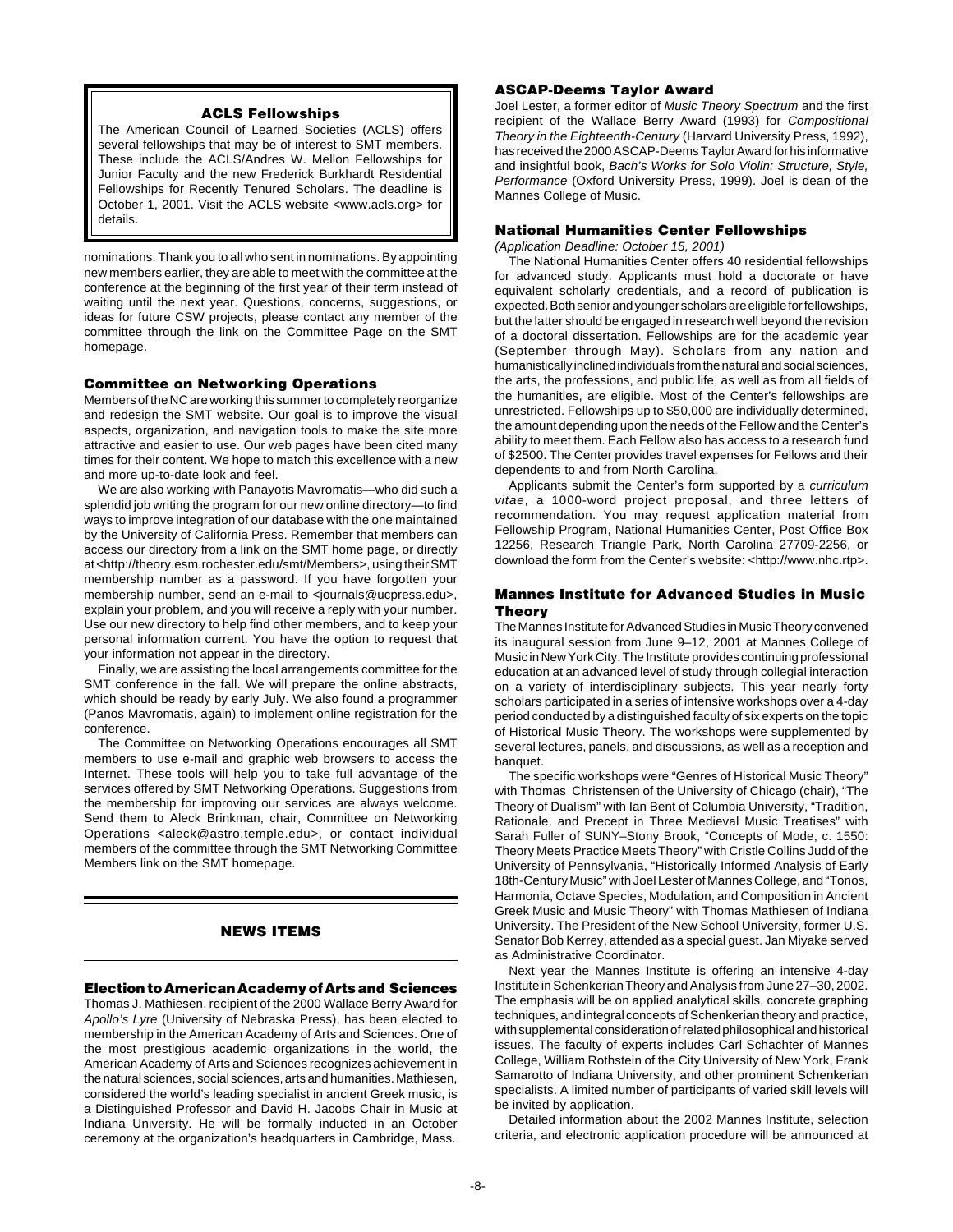## ACLS Fellowships

The American Council of Learned Societies (ACLS) offers several fellowships that may be of interest to SMT members. These include the ACLS/Andres W. Mellon Fellowships for Junior Faculty and the new Frederick Burkhardt Residential Fellowships for Recently Tenured Scholars. The deadline is October 1, 2001. Visit the ACLS website <www.acls.org> for details.

nominations. Thank you to all who sent in nominations. By appointing new members earlier, they are able to meet with the committee at the conference at the beginning of the first year of their term instead of waiting until the next year. Questions, concerns, suggestions, or ideas for future CSW projects, please contact any member of the committee through the link on the Committee Page on the SMT homepage.

### Committee on Networking Operations

Members of the NC are working this summer to completely reorganize and redesign the SMT website. Our goal is to improve the visual aspects, organization, and navigation tools to make the site more attractive and easier to use. Our web pages have been cited many times for their content. We hope to match this excellence with a new and more up-to-date look and feel.

We are also working with Panayotis Mavromatis—who did such a splendid job writing the program for our new online directory—to find ways to improve integration of our database with the one maintained by the University of California Press. Remember that members can access our directory from a link on the SMT home page, or directly at <http://theory.esm.rochester.edu/smt/Members>, using their SMT membership number as a password. If you have forgotten your membership number, send an e-mail to <journals@ucpress.edu>, explain your problem, and you will receive a reply with your number. Use our new directory to help find other members, and to keep your personal information current. You have the option to request that your information not appear in the directory.

Finally, we are assisting the local arrangements committee for the SMT conference in the fall. We will prepare the online abstracts, which should be ready by early July. We also found a programmer (Panos Mavromatis, again) to implement online registration for the conference.

The Committee on Networking Operations encourages all SMT members to use e-mail and graphic web browsers to access the Internet. These tools will help you to take full advantage of the services offered by SMT Networking Operations. Suggestions from the membership for improving our services are always welcome. Send them to Aleck Brinkman, chair, Committee on Networking Operations <aleck@astro.temple.edu>, or contact individual members of the committee through the SMT Networking Committee Members link on the SMT homepage.

## NEWS ITEMS

### Election to American Academy of Arts and Sciences

Thomas J. Mathiesen, recipient of the 2000 Wallace Berry Award for *Apollo's Lyre* (University of Nebraska Press), has been elected to membership in the American Academy of Arts and Sciences. One of the most prestigious academic organizations in the world, the American Academy of Arts and Sciences recognizes achievement in the natural sciences, social sciences, arts and humanities. Mathiesen, considered the world's leading specialist in ancient Greek music, is a Distinguished Professor and David H. Jacobs Chair in Music at Indiana University. He will be formally inducted in an October ceremony at the organization's headquarters in Cambridge, Mass.

### ASCAP-Deems Taylor Award

Joel Lester, a former editor of *Music Theory Spectrum* and the first recipient of the Wallace Berry Award (1993) for *Compositional Theory in the Eighteenth-Century* (Harvard University Press, 1992), has received the 2000 ASCAP-Deems Taylor Award for his informative and insightful book, *Bach's Works for Solo Violin: Structure, Style, Performance* (Oxford University Press, 1999). Joel is dean of the Mannes College of Music.

### National Humanities Center Fellowships

*(Application Deadline: October 15, 2001)*

The National Humanities Center offers 40 residential fellowships for advanced study. Applicants must hold a doctorate or have equivalent scholarly credentials, and a record of publication is expected. Both senior and younger scholars are eligible for fellowships, but the latter should be engaged in research well beyond the revision of a doctoral dissertation. Fellowships are for the academic year (September through May). Scholars from any nation and humanistically inclined individuals from the natural and social sciences, the arts, the professions, and public life, as well as from all fields of the humanities, are eligible. Most of the Center's fellowships are unrestricted. Fellowships up to $50,000 are individually determined, the amount depending upon the needs of the Fellow and the Center's ability to meet them. Each Fellow also has access to a research fund of $2500. The Center provides travel expenses for Fellows and their dependents to and from North Carolina.

Applicants submit the Center's form supported by a *curriculum vitae*, a 1000-word project proposal, and three letters of recommendation. You may request application material from Fellowship Program, National Humanities Center, Post Office Box 12256, Research Triangle Park, North Carolina 27709-2256, or download the form from the Center's website: <http://www.nhc.rtp>.

### Mannes Institute for Advanced Studies in Music Theory

The Mannes Institute for Advanced Studies in Music Theory convened its inaugural session from June 9–12, 2001 at Mannes College of Music in New York City. The Institute provides continuing professional education at an advanced level of study through collegial interaction on a variety of interdisciplinary subjects. This year nearly forty scholars participated in a series of intensive workshops over a 4-day period conducted by a distinguished faculty of six experts on the topic of Historical Music Theory. The workshops were supplemented by several lectures, panels, and discussions, as well as a reception and banquet.

The specific workshops were "Genres of Historical Music Theory" with Thomas Christensen of the University of Chicago (chair), "The Theory of Dualism" with Ian Bent of Columbia University, "Tradition, Rationale, and Precept in Three Medieval Music Treatises" with Sarah Fuller of SUNY–Stony Brook, "Concepts of Mode, c. 1550: Theory Meets Practice Meets Theory" with Cristle Collins Judd of the University of Pennsylvania, "Historically Informed Analysis of Early 18th-Century Music" with Joel Lester of Mannes College, and "Tonos, Harmonia, Octave Species, Modulation, and Composition in Ancient Greek Music and Music Theory" with Thomas Mathiesen of Indiana University. The President of the New School University, former U.S. Senator Bob Kerrey, attended as a special guest. Jan Miyake served as Administrative Coordinator.

Next year the Mannes Institute is offering an intensive 4-day Institute in Schenkerian Theory and Analysis from June 27–30, 2002. The emphasis will be on applied analytical skills, concrete graphing techniques, and integral concepts of Schenkerian theory and practice, with supplemental consideration of related philosophical and historical issues. The faculty of experts includes Carl Schachter of Mannes College, William Rothstein of the City University of New York, Frank Samarotto of Indiana University, and other prominent Schenkerian specialists. A limited number of participants of varied skill levels will be invited by application.

Detailed information about the 2002 Mannes Institute, selection criteria, and electronic application procedure will be announced at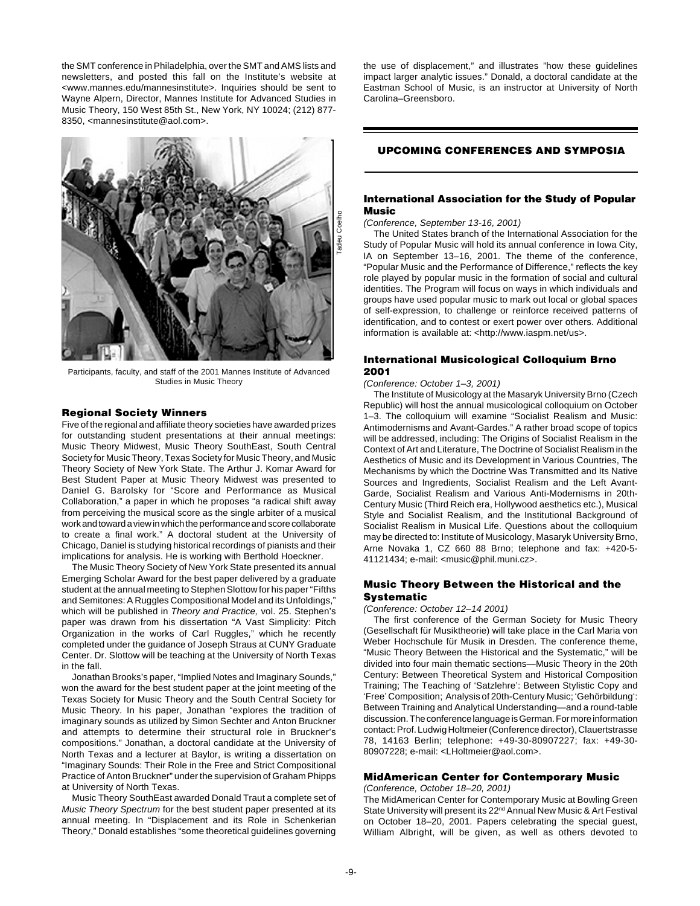the SMT conference in Philadelphia, over the SMT and AMS lists and newsletters, and posted this fall on the Institute's website at <www.mannes.edu/mannesinstitute>. Inquiries should be sent to Wayne Alpern, Director, Mannes Institute for Advanced Studies in Music Theory, 150 West 85th St., New York, NY 10024; (212) 877-8350, <mannesinstitute@aol.com>.

Tadeu Coelho

Participants, faculty, and staff of the 2001 Mannes Institute of Advanced Studies in Music Theory

### Regional Society Winners

Five of the regional and affiliate theory societies have awarded prizes for outstanding student presentations at their annual meetings: Music Theory Midwest, Music Theory SouthEast, South Central Society for Music Theory, Texas Society for Music Theory, and Music Theory Society of New York State. The Arthur J. Komar Award for Best Student Paper at Music Theory Midwest was presented to Daniel G. Barolsky for "Score and Performance as Musical Collaboration," a paper in which he proposes "a radical shift away from perceiving the musical score as the single arbiter of a musical work and toward a view in which the performance and score collaborate to create a final work." A doctoral student at the University of Chicago, Daniel is studying historical recordings of pianists and their implications for analysis. He is working with Berthold Hoeckner.

The Music Theory Society of New York State presented its annual Emerging Scholar Award for the best paper delivered by a graduate student at the annual meeting to Stephen Slottow for his paper "Fifths and Semitones: A Ruggles Compositional Model and its Unfoldings," which will be published in *Theory and Practice,* vol. 25. Stephen's paper was drawn from his dissertation "A Vast Simplicity: Pitch Organization in the works of Carl Ruggles," which he recently completed under the guidance of Joseph Straus at CUNY Graduate Center. Dr. Slottow will be teaching at the University of North Texas in the fall.

Jonathan Brooks's paper, "Implied Notes and Imaginary Sounds," won the award for the best student paper at the joint meeting of the Texas Society for Music Theory and the South Central Society for Music Theory. In his paper, Jonathan "explores the tradition of imaginary sounds as utilized by Simon Sechter and Anton Bruckner and attempts to determine their structural role in Bruckner's compositions." Jonathan, a doctoral candidate at the University of North Texas and a lecturer at Baylor, is writing a dissertation on "Imaginary Sounds: Their Role in the Free and Strict Compositional Practice of Anton Bruckner" under the supervision of Graham Phipps at University of North Texas.

Music Theory SouthEast awarded Donald Traut a complete set of *Music Theory Spectrum* for the best student paper presented at its annual meeting. In "Displacement and its Role in Schenkerian Theory," Donald establishes "some theoretical guidelines governing the use of displacement," and illustrates "how these guidelines impact larger analytic issues." Donald, a doctoral candidate at the Eastman School of Music, is an instructor at University of North Carolina–Greensboro.

## UPCOMING CONFERENCES AND SYMPOSIA

### International Association for the Study of Popular Music

*(Conference, September 13-16, 2001)*

The United States branch of the International Association for the Study of Popular Music will hold its annual conference in Iowa City, IA on September 13–16, 2001. The theme of the conference, "Popular Music and the Performance of Difference," reflects the key role played by popular music in the formation of social and cultural identities. The Program will focus on ways in which individuals and groups have used popular music to mark out local or global spaces of self-expression, to challenge or reinforce received patterns of identification, and to contest or exert power over others. Additional information is available at: <http://www.iaspm.net/us>.

### International Musicological Colloquium Brno 2001

*(Conference: October 1–3, 2001)*

The Institute of Musicology at the Masaryk University Brno (Czech Republic) will host the annual musicological colloquium on October 1–3. The colloquium will examine "Socialist Realism and Music: Antimodernisms and Avant-Gardes." A rather broad scope of topics will be addressed, including: The Origins of Socialist Realism in the Context of Art and Literature, The Doctrine of Socialist Realism in the Aesthetics of Music and its Development in Various Countries, The Mechanisms by which the Doctrine Was Transmitted and Its Native Sources and Ingredients, Socialist Realism and the Left Avant-Garde, Socialist Realism and Various Anti-Modernisms in 20th-Century Music (Third Reich era, Hollywood aesthetics etc.), Musical Style and Socialist Realism, and the Institutional Background of Socialist Realism in Musical Life. Questions about the colloquium may be directed to: Institute of Musicology, Masaryk University Brno, Arne Novaka 1, CZ 660 88 Brno; telephone and fax: +420-5-41121434; e-mail: <music@phil.muni.cz>.

### Music Theory Between the Historical and the Systematic

*(Conference: October 12–14 2001)*

The first conference of the German Society for Music Theory (Gesellschaft für Musiktheorie) will take place in the Carl Maria von Weber Hochschule für Musik in Dresden. The conference theme, "Music Theory Between the Historical and the Systematic," will be divided into four main thematic sections—Music Theory in the 20th Century: Between Theoretical System and Historical Composition Training; The Teaching of 'Satzlehre': Between Stylistic Copy and 'Free' Composition; Analysis of 20th-Century Music; 'Gehörbildung': Between Training and Analytical Understanding—and a round-table discussion. The conference language is German. For more information contact: Prof. Ludwig Holtmeier (Conference director), Clauertstrasse 78, 14163 Berlin; telephone: +49-30-80907227; fax: +49-30-80907228; e-mail: <LHoltmeier@aol.com>.

### MidAmerican Center for Contemporary Music

*(Conference, October 18–20, 2001)*

The MidAmerican Center for Contemporary Music at Bowling Green State University will present its 22nd Annual New Music & Art Festival on October 18–20, 2001. Papers celebrating the special guest, William Albright, will be given, as well as others devoted to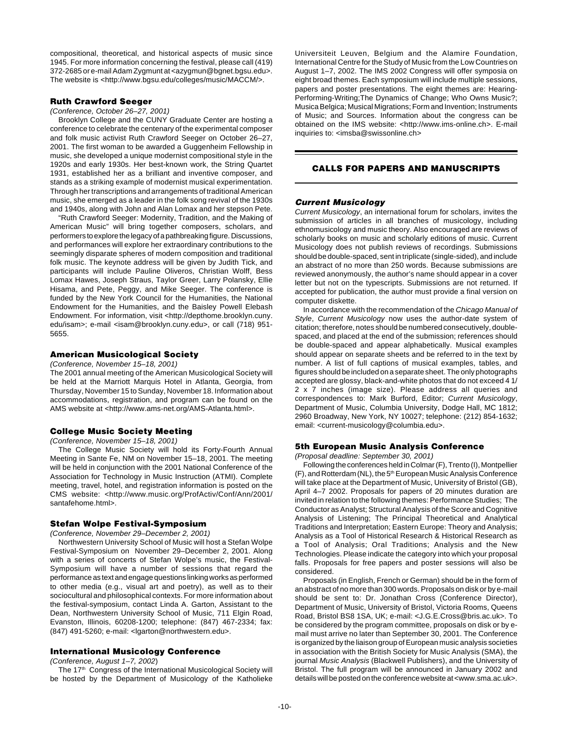compositional, theoretical, and historical aspects of music since 1945. For more information concerning the festival, please call (419) 372-2685 or e-mail Adam Zygmunt at <azygmun@bgnet.bgsu.edu>. The website is <http://www.bgsu.edu/colleges/music/MACCM/>.

### Ruth Crawford Seeger

*(Conference, October 26–27, 2001)*

Brooklyn College and the CUNY Graduate Center are hosting a conference to celebrate the centenary of the experimental composer and folk music activist Ruth Crawford Seeger on October 26–27, 2001. The first woman to be awarded a Guggenheim Fellowship in music, she developed a unique modernist compositional style in the 1920s and early 1930s. Her best-known work, the String Quartet 1931, established her as a brilliant and inventive composer, and stands as a striking example of modernist musical experimentation. Through her transcriptions and arrangements of traditional American music, she emerged as a leader in the folk song revival of the 1930s and 1940s, along with John and Alan Lomax and her stepson Pete.

"Ruth Crawford Seeger: Modernity, Tradition, and the Making of American Music" will bring together composers, scholars, and performers to explore the legacy of a pathbreaking figure. Discussions, and performances will explore her extraordinary contributions to the seemingly disparate spheres of modern composition and traditional folk music. The keynote address will be given by Judith Tick, and participants will include Pauline Oliveros, Christian Wolff, Bess Lomax Hawes, Joseph Straus, Taylor Greer, Larry Polansky, Ellie Hisama, and Pete, Peggy, and Mike Seeger. The conference is funded by the New York Council for the Humanities, the National Endowment for the Humanities, and the Baisley Powell Elebash Endowment. For information, visit <http://depthome.brooklyn.cuny.edu/isam>; e-mail <isam@brooklyn.cuny.edu>, or call (718) 951-5655.

### American Musicological Society

*(Conference, November 15–18, 2001)*

The 2001 annual meeting of the American Musicological Society will be held at the Marriott Marquis Hotel in Atlanta, Georgia, from Thursday, November 15 to Sunday, November 18. Information about accommodations, registration, and program can be found on the AMS website at <http://www.ams-net.org/AMS-Atlanta.html>.

### College Music Society Meeting

*(Conference, November 15–18, 2001)*

The College Music Society will hold its Forty-Fourth Annual Meeting in Sante Fe, NM on November 15–18, 2001. The meeting will be held in conjunction with the 2001 National Conference of the Association for Technology in Music Instruction (ATMI). Complete meeting, travel, hotel, and registration information is posted on the CMS website: <http://www.music.org/ProfActiv/Conf/Ann/2001/santafehome.html>.

### Stefan Wolpe Festival-Symposium

*(Conference, November 29–December 2, 2001)*

Northwestern University School of Music will host a Stefan Wolpe Festival-Symposium on November 29–December 2, 2001. Along with a series of concerts of Stefan Wolpe's music, the Festival-Symposium will have a number of sessions that regard the performance as text and engage questions linking works as performed to other media (e.g., visual art and poetry), as well as to their sociocultural and philosophical contexts. For more information about the festival-symposium, contact Linda A. Garton, Assistant to the Dean, Northwestern University School of Music, 711 Elgin Road, Evanston, Illinois, 60208-1200; telephone: (847) 467-2334; fax: (847) 491-5260; e-mail: <lgarton@northwestern.edu>.

### International Musicology Conference

*(Conference, August 1–7, 2002)*

The 17th Congress of the International Musicological Society will be hosted by the Department of Musicology of the Katholieke Universiteit Leuven, Belgium and the Alamire Foundation, International Centre for the Study of Music from the Low Countries on August 1–7, 2002. The IMS 2002 Congress will offer symposia on eight broad themes. Each symposium will include multiple sessions, papers and poster presentations. The eight themes are: Hearing-Performing-Writing;The Dynamics of Change; Who Owns Music?; Musica Belgica; Musical Migrations; Form and Invention; Instruments of Music; and Sources. Information about the congress can be obtained on the IMS website: <http://www.ims-online.ch>. E-mail inquiries to: <imsba@swissonline.ch>

## CALLS FOR PAPERS AND MANUSCRIPTS

### *Current Musicology*

*Current Musicology*, an international forum for scholars, invites the submission of articles in all branches of musicology, including ethnomusicology and music theory. Also encouraged are reviews of scholarly books on music and scholarly editions of music. Current Musicology does not publish reviews of recordings. Submissions should be double-spaced, sent in triplicate (single-sided), and include an abstract of no more than 250 words. Because submissions are reviewed anonymously, the author's name should appear in a cover letter but not on the typescripts. Submissions are not returned. If accepted for publication, the author must provide a final version on computer diskette.

In accordance with the recommendation of the *Chicago Manual of Style*, *Current Musicology* now uses the author-date system of citation; therefore, notes should be numbered consecutively, double-spaced, and placed at the end of the submission; references should be double-spaced and appear alphabetically. Musical examples should appear on separate sheets and be referred to in the text by number. A list of full captions of musical examples, tables, and figures should be included on a separate sheet. The only photographs accepted are glossy, black-and-white photos that do not exceed 4 1/2 x 7 inches (image size). Please address all queries and correspondences to: Mark Burford, Editor; *Current Musicology*, Department of Music, Columbia University, Dodge Hall, MC 1812; 2960 Broadway, New York, NY 10027; telephone: (212) 854-1632; email: <current-musicology@columbia.edu>.

### 5th European Music Analysis Conference

*(Proposal deadline: September 30, 2001)*

Following the conferences held in Colmar (F), Trento (I), Montpellier (F), and Rotterdam (NL), the 5th European Music Analysis Conference will take place at the Department of Music, University of Bristol (GB), April 4–7 2002. Proposals for papers of 20 minutes duration are invited in relation to the following themes: Performance Studies; The Conductor as Analyst; Structural Analysis of the Score and Cognitive Analysis of Listening; The Principal Theoretical and Analytical Traditions and Interpretation; Eastern Europe: Theory and Analysis; Analysis as a Tool of Historical Research & Historical Research as a Tool of Analysis; Oral Traditions; Analysis and the New Technologies. Please indicate the category into which your proposal falls. Proposals for free papers and poster sessions will also be considered.

Proposals (in English, French or German) should be in the form of an abstract of no more than 300 words. Proposals on disk or by e-mail should be sent to: Dr. Jonathan Cross (Conference Director), Department of Music, University of Bristol, Victoria Rooms, Queens Road, Bristol BS8 1SA, UK; e-mail: <J.G.E.Cross@bris.ac.uk>. To be considered by the program committee, proposals on disk or by e-mail must arrive no later than September 30, 2001. The Conference is organized by the liaison group of European music analysis societies in association with the British Society for Music Analysis (SMA), the journal *Music Analysis* (Blackwell Publishers), and the University of Bristol. The full program will be announced in January 2002 and details will be posted on the conference website at <www.sma.ac.uk>.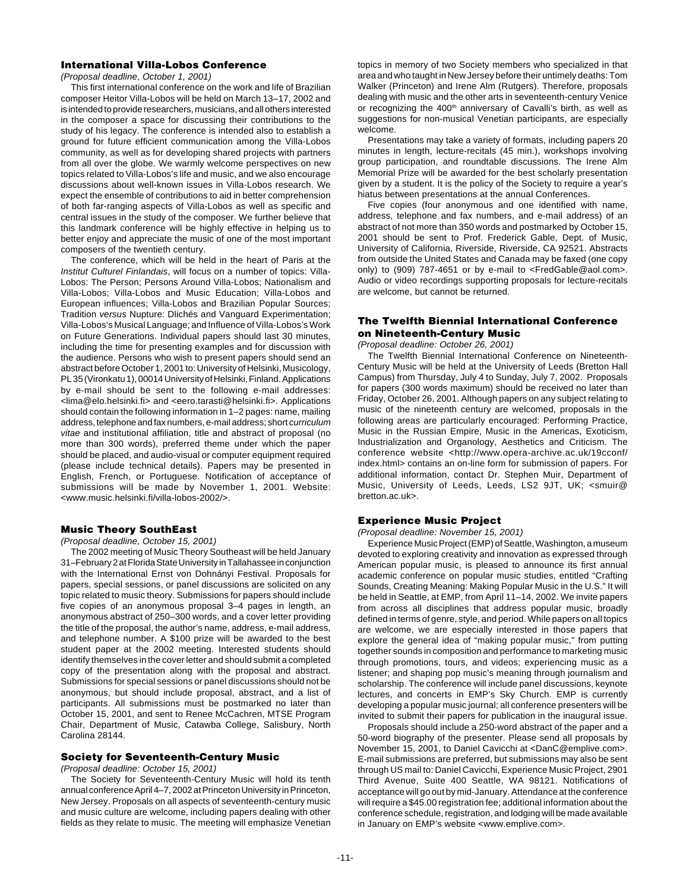### International Villa-Lobos Conference

*(Proposal deadline, October 1, 2001)*

This first international conference on the work and life of Brazilian composer Heitor Villa-Lobos will be held on March 13–17, 2002 and is intended to provide researchers, musicians, and all others interested in the composer a space for discussing their contributions to the study of his legacy. The conference is intended also to establish a ground for future efficient communication among the Villa-Lobos community, as well as for developing shared projects with partners from all over the globe. We warmly welcome perspectives on new topics related to Villa-Lobos's life and music, and we also encourage discussions about well-known issues in Villa-Lobos research. We expect the ensemble of contributions to aid in better comprehension of both far-ranging aspects of Villa-Lobos as well as specific and central issues in the study of the composer. We further believe that this landmark conference will be highly effective in helping us to better enjoy and appreciate the music of one of the most important composers of the twentieth century.

The conference, which will be held in the heart of Paris at the *Institut Culturel Finlandais*, will focus on a number of topics: Villa-Lobos: The Person; Persons Around Villa-Lobos; Nationalism and Villa-Lobos; Villa-Lobos and Music Education; Villa-Lobos and European influences; Villa-Lobos and Brazilian Popular Sources; Tradition *versus* Nupture: Dlichés and Vanguard Experimentation; Villa-Lobos's Musical Language; and Influence of Villa-Lobos's Work on Future Generations. Individual papers should last 30 minutes, including the time for presenting examples and for discussion with the audience. Persons who wish to present papers should send an abstract before October 1, 2001 to: University of Helsinki, Musicology, PL 35 (Vironkatu 1), 00014 University of Helsinki, Finland. Applications by e-mail should be sent to the following e-mail addresses: <lima@elo.helsinki.fi> and <eero.tarasti@helsinki.fi>. Applications should contain the following information in 1–2 pages: name, mailing address, telephone and fax numbers, e-mail address; short *curriculum vitae* and institutional affiliation, title and abstract of proposal (no more than 300 words), preferred theme under which the paper should be placed, and audio-visual or computer equipment required (please include technical details). Papers may be presented in English, French, or Portuguese. Notification of acceptance of submissions will be made by November 1, 2001. Website: <www.music.helsinki.fi/villa-lobos-2002/>.

### Music Theory SouthEast

*(Proposal deadline, October 15, 2001)*

The 2002 meeting of Music Theory Southeast will be held January 31–February 2 at Florida State University in Tallahassee in conjunction with the International Ernst von Dohnányi Festival. Proposals for papers, special sessions, or panel discussions are solicited on any topic related to music theory. Submissions for papers should include five copies of an anonymous proposal 3–4 pages in length, an anonymous abstract of 250–300 words, and a cover letter providing the title of the proposal, the author's name, address, e-mail address, and telephone number. A $100 prize will be awarded to the best student paper at the 2002 meeting. Interested students should identify themselves in the cover letter and should submit a completed copy of the presentation along with the proposal and abstract. Submissions for special sessions or panel discussions should not be anonymous, but should include proposal, abstract, and a list of participants. All submissions must be postmarked no later than October 15, 2001, and sent to Renee McCachren, MTSE Program Chair, Department of Music, Catawba College, Salisbury, North Carolina 28144.

### Society for Seventeenth-Century Music

*(Proposal deadline: October 15, 2001)*

The Society for Seventeenth-Century Music will hold its tenth annual conference April 4–7, 2002 at Princeton University in Princeton, New Jersey. Proposals on all aspects of seventeenth-century music and music culture are welcome, including papers dealing with other fields as they relate to music. The meeting will emphasize Venetian topics in memory of two Society members who specialized in that area and who taught in New Jersey before their untimely deaths: Tom Walker (Princeton) and Irene Alm (Rutgers). Therefore, proposals dealing with music and the other arts in seventeenth-century Venice or recognizing the 400th anniversary of Cavalli's birth, as well as suggestions for non-musical Venetian participants, are especially welcome.

Presentations may take a variety of formats, including papers 20 minutes in length, lecture-recitals (45 min.), workshops involving group participation, and roundtable discussions. The Irene Alm Memorial Prize will be awarded for the best scholarly presentation given by a student. It is the policy of the Society to require a year's hiatus between presentations at the annual Conferences.

Five copies (four anonymous and one identified with name, address, telephone and fax numbers, and e-mail address) of an abstract of not more than 350 words and postmarked by October 15, 2001 should be sent to Prof. Frederick Gable, Dept. of Music, University of California, Riverside, Riverside, CA 92521. Abstracts from outside the United States and Canada may be faxed (one copy only) to (909) 787-4651 or by e-mail to <FredGable@aol.com>. Audio or video recordings supporting proposals for lecture-recitals are welcome, but cannot be returned.

### The Twelfth Biennial International Conference on Nineteenth-Century Music

*(Proposal deadline: October 26, 2001)*

The Twelfth Biennial International Conference on Nineteenth-Century Music will be held at the University of Leeds (Bretton Hall Campus) from Thursday, July 4 to Sunday, July 7, 2002. Proposals for papers (300 words maximum) should be received no later than Friday, October 26, 2001. Although papers on any subject relating to music of the nineteenth century are welcomed, proposals in the following areas are particularly encouraged: Performing Practice, Music in the Russian Empire, Music in the Americas, Exoticism, Industrialization and Organology, Aesthetics and Criticism. The conference website <http://www.opera-archive.ac.uk/19cconf/index.html> contains an on-line form for submission of papers. For additional information, contact Dr. Stephen Muir, Department of Music, University of Leeds, Leeds, LS2 9JT, UK; <smuir@bretton.ac.uk>.

### Experience Music Project

*(Proposal deadline: November 15, 2001)*

Experience Music Project (EMP) of Seattle, Washington, a museum devoted to exploring creativity and innovation as expressed through American popular music, is pleased to announce its first annual academic conference on popular music studies, entitled "Crafting Sounds, Creating Meaning: Making Popular Music in the U.S." It will be held in Seattle, at EMP, from April 11–14, 2002. We invite papers from across all disciplines that address popular music, broadly defined in terms of genre, style, and period. While papers on all topics are welcome, we are especially interested in those papers that explore the general idea of "making popular music," from putting together sounds in composition and performance to marketing music through promotions, tours, and videos; experiencing music as a listener; and shaping pop music's meaning through journalism and scholarship. The conference will include panel discussions, keynote lectures, and concerts in EMP's Sky Church. EMP is currently developing a popular music journal; all conference presenters will be invited to submit their papers for publication in the inaugural issue.

Proposals should include a 250-word abstract of the paper and a 50-word biography of the presenter. Please send all proposals by November 15, 2001, to Daniel Cavicchi at <DanC@emplive.com>. E-mail submissions are preferred, but submissions may also be sent through US mail to: Daniel Cavicchi, Experience Music Project, 2901 Third Avenue, Suite 400 Seattle, WA 98121. Notifications of acceptance will go out by mid-January. Attendance at the conference will require a $45.00 registration fee; additional information about the conference schedule, registration, and lodging will be made available in January on EMP's website <www.emplive.com>.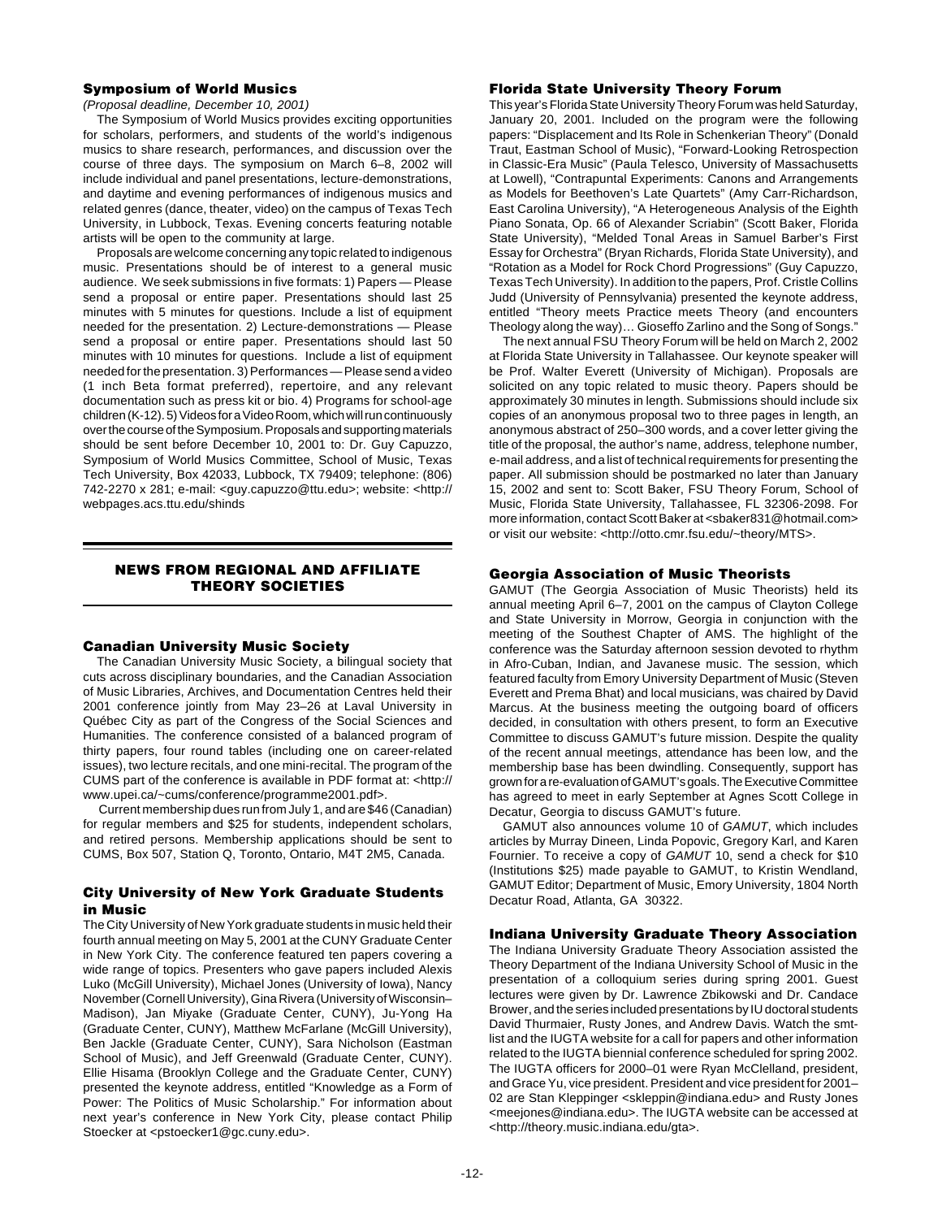### Symposium of World Musics

*(Proposal deadline, December 10, 2001)*

The Symposium of World Musics provides exciting opportunities for scholars, performers, and students of the world's indigenous musics to share research, performances, and discussion over the course of three days. The symposium on March 6–8, 2002 will include individual and panel presentations, lecture-demonstrations, and daytime and evening performances of indigenous musics and related genres (dance, theater, video) on the campus of Texas Tech University, in Lubbock, Texas. Evening concerts featuring notable artists will be open to the community at large.

Proposals are welcome concerning any topic related to indigenous music. Presentations should be of interest to a general music audience. We seek submissions in five formats: 1) Papers — Please send a proposal or entire paper. Presentations should last 25 minutes with 5 minutes for questions. Include a list of equipment needed for the presentation. 2) Lecture-demonstrations — Please send a proposal or entire paper. Presentations should last 50 minutes with 10 minutes for questions. Include a list of equipment needed for the presentation. 3) Performances — Please send a video (1 inch Beta format preferred), repertoire, and any relevant documentation such as press kit or bio. 4) Programs for school-age children (K-12). 5) Videos for a Video Room, which will run continuously over the course of the Symposium. Proposals and supporting materials should be sent before December 10, 2001 to: Dr. Guy Capuzzo, Symposium of World Musics Committee, School of Music, Texas Tech University, Box 42033, Lubbock, TX 79409; telephone: (806) 742-2270 x 281; e-mail: <guy.capuzzo@ttu.edu>; website: <http://webpages.acs.ttu.edu/shinds

## NEWS FROM REGIONAL AND AFFILIATE THEORY SOCIETIES

### Canadian University Music Society

The Canadian University Music Society, a bilingual society that cuts across disciplinary boundaries, and the Canadian Association of Music Libraries, Archives, and Documentation Centres held their 2001 conference jointly from May 23–26 at Laval University in Québec City as part of the Congress of the Social Sciences and Humanities. The conference consisted of a balanced program of thirty papers, four round tables (including one on career-related issues), two lecture recitals, and one mini-recital. The program of the CUMS part of the conference is available in PDF format at: <http://www.upei.ca/~cums/conference/programme2001.pdf>.

Current membership dues run from July 1, and are $46 (Canadian) for regular members and $25 for students, independent scholars, and retired persons. Membership applications should be sent to CUMS, Box 507, Station Q, Toronto, Ontario, M4T 2M5, Canada.

### City University of New York Graduate Students in Music

The City University of New York graduate students in music held their fourth annual meeting on May 5, 2001 at the CUNY Graduate Center in New York City. The conference featured ten papers covering a wide range of topics. Presenters who gave papers included Alexis Luko (McGill University), Michael Jones (University of Iowa), Nancy November (Cornell University), Gina Rivera (University of Wisconsin–Madison), Jan Miyake (Graduate Center, CUNY), Ju-Yong Ha (Graduate Center, CUNY), Matthew McFarlane (McGill University), Ben Jackle (Graduate Center, CUNY), Sara Nicholson (Eastman School of Music), and Jeff Greenwald (Graduate Center, CUNY). Ellie Hisama (Brooklyn College and the Graduate Center, CUNY) presented the keynote address, entitled "Knowledge as a Form of Power: The Politics of Music Scholarship." For information about next year's conference in New York City, please contact Philip Stoecker at <pstoecker1@gc.cuny.edu>.

### Florida State University Theory Forum

This year's Florida State University Theory Forum was held Saturday, January 20, 2001. Included on the program were the following papers: "Displacement and Its Role in Schenkerian Theory" (Donald Traut, Eastman School of Music), "Forward-Looking Retrospection in Classic-Era Music" (Paula Telesco, University of Massachusetts at Lowell), "Contrapuntal Experiments: Canons and Arrangements as Models for Beethoven's Late Quartets" (Amy Carr-Richardson, East Carolina University), "A Heterogeneous Analysis of the Eighth Piano Sonata, Op. 66 of Alexander Scriabin" (Scott Baker, Florida State University), "Melded Tonal Areas in Samuel Barber's First Essay for Orchestra" (Bryan Richards, Florida State University), and "Rotation as a Model for Rock Chord Progressions" (Guy Capuzzo, Texas Tech University). In addition to the papers, Prof. Cristle Collins Judd (University of Pennsylvania) presented the keynote address, entitled "Theory meets Practice meets Theory (and encounters Theology along the way)… Gioseffo Zarlino and the Song of Songs."

The next annual FSU Theory Forum will be held on March 2, 2002 at Florida State University in Tallahassee. Our keynote speaker will be Prof. Walter Everett (University of Michigan). Proposals are solicited on any topic related to music theory. Papers should be approximately 30 minutes in length. Submissions should include six copies of an anonymous proposal two to three pages in length, an anonymous abstract of 250–300 words, and a cover letter giving the title of the proposal, the author's name, address, telephone number, e-mail address, and a list of technical requirements for presenting the paper. All submission should be postmarked no later than January 15, 2002 and sent to: Scott Baker, FSU Theory Forum, School of Music, Florida State University, Tallahassee, FL 32306-2098. For more information, contact Scott Baker at <sbaker831@hotmail.com> or visit our website: <http://otto.cmr.fsu.edu/~theory/MTS>.

### Georgia Association of Music Theorists

GAMUT (The Georgia Association of Music Theorists) held its annual meeting April 6–7, 2001 on the campus of Clayton College and State University in Morrow, Georgia in conjunction with the meeting of the Southeast Chapter of AMS. The highlight of the conference was the Saturday afternoon session devoted to rhythm in Afro-Cuban, Indian, and Javanese music. The session, which featured faculty from Emory University Department of Music (Steven Everett and Prema Bhat) and local musicians, was chaired by David Marcus. At the business meeting the outgoing board of officers decided, in consultation with others present, to form an Executive Committee to discuss GAMUT's future mission. Despite the quality of the recent annual meetings, attendance has been low, and the membership base has been dwindling. Consequently, support has grown for a re-evaluation of GAMUT's goals. The Executive Committee has agreed to meet in early September at Agnes Scott College in Decatur, Georgia to discuss GAMUT's future.

GAMUT also announces volume 10 of *GAMUT*, which includes articles by Murray Dineen, Linda Popovic, Gregory Karl, and Karen Fournier. To receive a copy of *GAMUT* 10, send a check for $10 (Institutions $25) made payable to GAMUT, to Kristin Wendland, GAMUT Editor; Department of Music, Emory University, 1804 North Decatur Road, Atlanta, GA 30322.

### Indiana University Graduate Theory Association

The Indiana University Graduate Theory Association assisted the Theory Department of the Indiana University School of Music in the presentation of a colloquium series during spring 2001. Guest lectures were given by Dr. Lawrence Zbikowski and Dr. Candace Brower, and the series included presentations by IU doctoral students David Thurmaier, Rusty Jones, and Andrew Davis. Watch the smt-list and the IUGTA website for a call for papers and other information related to the IUGTA biennial conference scheduled for spring 2002. The IUGTA officers for 2000–01 were Ryan McClelland, president, and Grace Yu, vice president. President and vice president for 2001–02 are Stan Kleppinger <skleppin@indiana.edu> and Rusty Jones <meejones@indiana.edu>. The IUGTA website can be accessed at <http://theory.music.indiana.edu/gta>.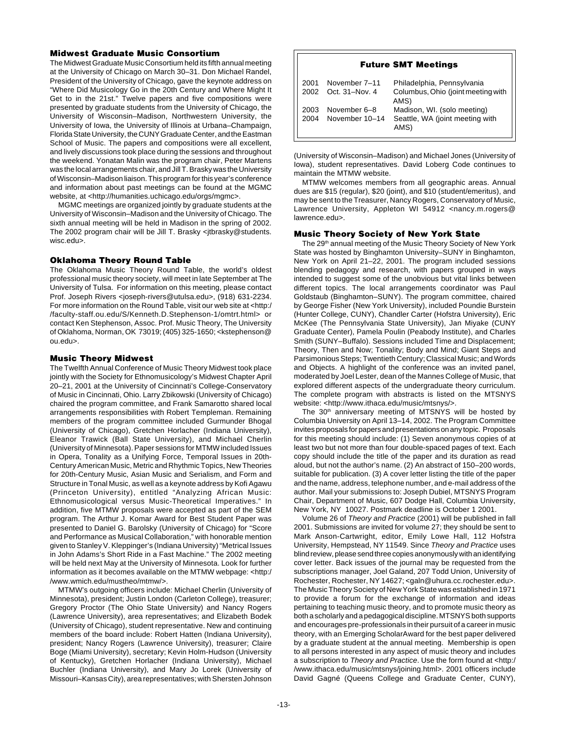### Midwest Graduate Music Consortium

The Midwest Graduate Music Consortium held its fifth annual meeting at the University of Chicago on March 30–31. Don Michael Randel, President of the University of Chicago, gave the keynote address on "Where Did Musicology Go in the 20th Century and Where Might It Get to in the 21st." Twelve papers and five compositions were presented by graduate students from the University of Chicago, the University of Wisconsin–Madison, Northwestern University, the University of Iowa, the University of Illinois at Urbana–Champaign, Florida State University, the CUNY Graduate Center, and the Eastman School of Music. The papers and compositions were all excellent, and lively discussions took place during the sessions and throughout the weekend. Yonatan Malin was the program chair, Peter Martens was the local arrangements chair, and Jill T. Brasky was the University of Wisconsin–Madison liaison. This program for this year's conference and information about past meetings can be found at the MGMC website, at <http://humanities.uchicago.edu/orgs/mgmc>.

MGMC meetings are organized jointly by graduate students at the University of Wisconsin–Madison and the University of Chicago. The sixth annual meeting will be held in Madison in the spring of 2002. The 2002 program chair will be Jill T. Brasky <jtbrasky@students.wisc.edu>.

### Oklahoma Theory Round Table

The Oklahoma Music Theory Round Table, the world's oldest professional music theory society, will meet in late September at The University of Tulsa. For information on this meeting, please contact Prof. Joseph Rivers <joseph-rivers@utulsa.edu>, (918) 631-2234. For more information on the Round Table, visit our web site at <http://faculty-staff.ou.edu/S/Kenneth.D.Stephenson-1/omtrt.html> or contact Ken Stephenson, Assoc. Prof. Music Theory, The University of Oklahoma, Norman, OK 73019; (405) 325-1650; <kstephenson@ou.edu>.

### Music Theory Midwest

The Twelfth Annual Conference of Music Theory Midwest took place jointly with the Society for Ethnomusicology's Midwest Chapter April 20–21, 2001 at the University of Cincinnati's College-Conservatory of Music in Cincinnati, Ohio. Larry Zbikowski (University of Chicago) chaired the program committee, and Frank Samarotto shared local arrangements responsibilities with Robert Templeman. Remaining members of the program committee included Gurmunder Bhogal (University of Chicago), Gretchen Horlacher (Indiana University), Eleanor Trawick (Ball State University), and Michael Cherlin (University of Minnesota). Paper sessions for MTMW included Issues in Opera, Tonality as a Unifying Force, Temporal Issues in 20th-Century American Music, Metric and Rhythmic Topics, New Theories for 20th-Century Music, Asian Music and Serialism, and Form and Structure in Tonal Music, as well as a keynote address by Kofi Agawu (Princeton University), entitled "Analyzing African Music: Ethnomusicological versus Music-Theoretical Imperatives." In addition, five MTMW proposals were accepted as part of the SEM program. The Arthur J. Komar Award for Best Student Paper was presented to Daniel G. Barolsky (University of Chicago) for "Score and Performance as Musical Collaboration," with honorable mention given to Stanley V. Kleppinger's (Indiana University) "Metrical Issues in John Adams's Short Ride in a Fast Machine." The 2002 meeting will be held next May at the University of Minnesota. Look for further information as it becomes available on the MTMW webpage: <http://www.wmich.edu/mustheo/mtmw/>.

MTMW's outgoing officers include: Michael Cherlin (University of Minnesota), president; Justin London (Carleton College), treasurer; Gregory Proctor (The Ohio State University) and Nancy Rogers (Lawrence University), area representatives; and Elizabeth Bodek (University of Chicago), student representative. New and continuing members of the board include: Robert Hatten (Indiana University), president; Nancy Rogers (Lawrence University), treasurer; Claire Boge (Miami University), secretary; Kevin Holm-Hudson (University of Kentucky), Gretchen Horlacher (Indiana University), Michael Buchler (Indiana University), and Mary Jo Lorek (University of Missouri–Kansas City), area representatives; with Shersten Johnson (University of Wisconsin–Madison) and Michael Jones (University of Iowa), student representatives. David Loberg Code continues to maintain the MTMW website.

MTMW welcomes members from all geographic areas. Annual dues are $15 (regular), $20 (joint), and $10 (student/emeritus), and may be sent to the Treasurer, Nancy Rogers, Conservatory of Music, Lawrence University, Appleton WI 54912 <nancy.m.rogers@lawrence.edu>.

### Future SMT Meetings

| | | |
|---|---|---|
| 2001 | November 7–11 | Philadelphia, Pennsylvania |
| 2002 | Oct. 31–Nov. 4 | Columbus, Ohio (joint meeting with AMS) |
| 2003 | November 6–8 | Madison, WI. (solo meeting) |
| 2004 | November 10–14 | Seattle, WA (joint meeting with AMS) |

### Music Theory Society of New York State

The 29th annual meeting of the Music Theory Society of New York State was hosted by Binghamton University–SUNY in Binghamton, New York on April 21–22, 2001. The program included sessions blending pedagogy and research, with papers grouped in ways intended to suggest some of the unobvious but vital links between different topics. The local arrangements coordinator was Paul Goldstaub (Binghamton–SUNY). The program committee, chaired by George Fisher (New York University), included Poundie Burstein (Hunter College, CUNY), Chandler Carter (Hofstra University), Eric McKee (The Pennsylvania State University), Jan Miyake (CUNY Graduate Center), Pamela Poulin (Peabody Institute), and Charles Smith (SUNY–Buffalo). Sessions included Time and Displacement; Theory, Then and Now; Tonality; Body and Mind; Giant Steps and Parsimonious Steps; Twentieth Century; Classical Music; and Words and Objects. A highlight of the conference was an invited panel, moderated by Joel Lester, dean of the Mannes College of Music, that explored different aspects of the undergraduate theory curriculum. The complete program with abstracts is listed on the MTSNYS website: <http://www.ithaca.edu/music/mtsnys/>.

The 30th anniversary meeting of MTSNYS will be hosted by Columbia University on April 13–14, 2002. The Program Committee invites proposals for papers and presentations on any topic. Proposals for this meeting should include: (1) Seven anonymous copies of at least two but not more than four double-spaced pages of text. Each copy should include the title of the paper and its duration as read aloud, but not the author's name. (2) An abstract of 150–200 words, suitable for publication. (3) A cover letter listing the title of the paper and the name, address, telephone number, and e-mail address of the author. Mail your submissions to: Joseph Dubiel, MTSNYS Program Chair, Department of Music, 607 Dodge Hall, Columbia University, New York, NY 10027. Postmark deadline is October 1 2001.

Volume 26 of *Theory and Practice* (2001) will be published in fall 2001. Submissions are invited for volume 27; they should be sent to Mark Anson-Cartwright, editor, Emily Lowe Hall, 112 Hofstra University, Hempstead, NY 11549. Since *Theory and Practice* uses blind review, please send three copies anonymously with an identifying cover letter. Back issues of the journal may be requested from the subscriptions manager, Joel Galand, 207 Todd Union, University of Rochester, Rochester, NY 14627; <galn@uhura.cc.rochester.edu>. The Music Theory Society of New York State was established in 1971 to provide a forum for the exchange of information and ideas pertaining to teaching music theory, and to promote music theory as both a scholarly and a pedagogical discipline. MTSNYS both supports and encourages pre-professionals in their pursuit of a career in music theory, with an Emerging Scholar Award for the best paper delivered by a graduate student at the annual meeting. Membership is open to all persons interested in any aspect of music theory and includes a subscription to *Theory and Practice*. Use the form found at <http://www.ithaca.edu/music/mtsnys/joining.html>. 2001 officers include David Gagné (Queens College and Graduate Center, CUNY),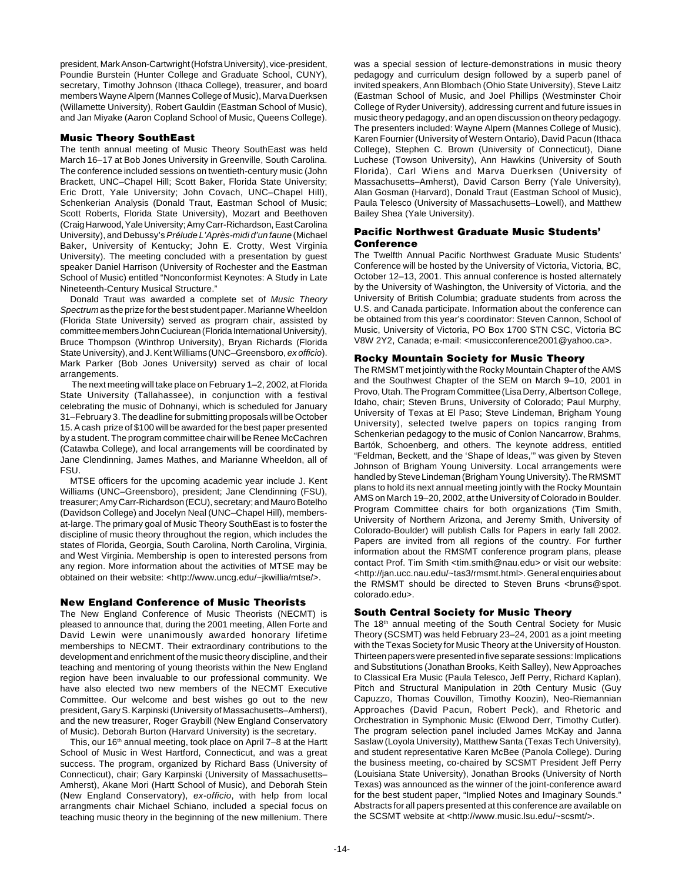president, Mark Anson-Cartwright (Hofstra University), vice-president, Poundie Burstein (Hunter College and Graduate School, CUNY), secretary, Timothy Johnson (Ithaca College), treasurer, and board members Wayne Alpern (Mannes College of Music), Marva Duerksen (Willamette University), Robert Gauldin (Eastman School of Music), and Jan Miyake (Aaron Copland School of Music, Queens College).

### Music Theory SouthEast

The tenth annual meeting of Music Theory SouthEast was held March 16–17 at Bob Jones University in Greenville, South Carolina. The conference included sessions on twentieth-century music (John Brackett, UNC–Chapel Hill; Scott Baker, Florida State University; Eric Drott, Yale University; John Covach, UNC–Chapel Hill), Schenkerian Analysis (Donald Traut, Eastman School of Music; Scott Roberts, Florida State University), Mozart and Beethoven (Craig Harwood, Yale University; Amy Carr-Richardson, East Carolina University), and Debussy's *Prélude L'Après-midi d'un faune* (Michael Baker, University of Kentucky; John E. Crotty, West Virginia University). The meeting concluded with a presentation by guest speaker Daniel Harrison (University of Rochester and the Eastman School of Music) entitled "Nonconformist Keynotes: A Study in Late Nineteenth-Century Musical Structure."

Donald Traut was awarded a complete set of *Music Theory Spectrum* as the prize for the best student paper. Marianne Wheeldon (Florida State University) served as program chair, assisted by committee members John Cuciurean (Florida International University), Bruce Thompson (Winthrop University), Bryan Richards (Florida State University), and J. Kent Williams (UNC–Greensboro, *ex officio*). Mark Parker (Bob Jones University) served as chair of local arrangements.

The next meeting will take place on February 1–2, 2002, at Florida State University (Tallahassee), in conjunction with a festival celebrating the music of Dohnanyi, which is scheduled for January 31–February 3. The deadline for submitting proposals will be October 15. A cash prize of $100 will be awarded for the best paper presented by a student. The program committee chair will be Renee McCachren (Catawba College), and local arrangements will be coordinated by Jane Clendinning, James Mathes, and Marianne Wheeldon, all of FSU.

MTSE officers for the upcoming academic year include J. Kent Williams (UNC–Greensboro), president; Jane Clendinning (FSU), treasurer; Amy Carr-Richardson (ECU), secretary; and Mauro Botelho (Davidson College) and Jocelyn Neal (UNC–Chapel Hill), members-at-large. The primary goal of Music Theory SouthEast is to foster the discipline of music theory throughout the region, which includes the states of Florida, Georgia, South Carolina, North Carolina, Virginia, and West Virginia. Membership is open to interested persons from any region. More information about the activities of MTSE may be obtained on their website: <http://www.uncg.edu/~jkwillia/mtse/>.

### New England Conference of Music Theorists

The New England Conference of Music Theorists (NECMT) is pleased to announce that, during the 2001 meeting, Allen Forte and David Lewin were unanimously awarded honorary lifetime memberships to NECMT. Their extraordinary contributions to the development and enrichment of the music theory discipline, and their teaching and mentoring of young theorists within the New England region have been invaluable to our professional community. We have also elected two new members of the NECMT Executive Committee. Our welcome and best wishes go out to the new president, Gary S. Karpinski (University of Massachusetts–Amherst), and the new treasurer, Roger Graybill (New England Conservatory of Music). Deborah Burton (Harvard University) is the secretary.

This, our 16th annual meeting, took place on April 7–8 at the Hartt School of Music in West Hartford, Connecticut, and was a great success. The program, organized by Richard Bass (University of Connecticut), chair; Gary Karpinski (University of Massachusetts–Amherst), Akane Mori (Hartt School of Music), and Deborah Stein (New England Conservatory), *ex-officio*, with help from local arrangments chair Michael Schiano, included a special focus on teaching music theory in the beginning of the new millenium. There was a special session of lecture-demonstrations in music theory pedagogy and curriculum design followed by a superb panel of invited speakers, Ann Blombach (Ohio State University), Steve Laitz (Eastman School of Music, and Joel Phillips (Westminster Choir College of Ryder University), addressing current and future issues in music theory pedagogy, and an open discussion on theory pedagogy. The presenters included: Wayne Alpern (Mannes College of Music), Karen Fournier (University of Western Ontario), David Pacun (Ithaca College), Stephen C. Brown (University of Connecticut), Diane Luchese (Towson University), Ann Hawkins (University of South Florida), Carl Wiens and Marva Duerksen (University of Massachusetts–Amherst), David Carson Berry (Yale University), Alan Gosman (Harvard), Donald Traut (Eastman School of Music), Paula Telesco (University of Massachusetts–Lowell), and Matthew Bailey Shea (Yale University).

### Pacific Northwest Graduate Music Students' Conference

The Twelfth Annual Pacific Northwest Graduate Music Students' Conference will be hosted by the University of Victoria, Victoria, BC, October 12–13, 2001. This annual conference is hosted alternately by the University of Washington, the University of Victoria, and the University of British Columbia; graduate students from across the U.S. and Canada participate. Information about the conference can be obtained from this year's coordinator: Steven Cannon, School of Music, University of Victoria, PO Box 1700 STN CSC, Victoria BC V8W 2Y2, Canada; e-mail: <musicconference2001@yahoo.ca>.

### Rocky Mountain Society for Music Theory

The RMSMT met jointly with the Rocky Mountain Chapter of the AMS and the Southwest Chapter of the SEM on March 9–10, 2001 in Provo, Utah. The Program Committee (Lisa Derry, Albertson College, Idaho, chair; Steven Bruns, University of Colorado; Paul Murphy, University of Texas at El Paso; Steve Lindeman, Brigham Young University), selected twelve papers on topics ranging from Schenkerian pedagogy to the music of Conlon Nancarrow, Brahms, Bartók, Schoenberg, and others. The keynote address, entitled "Feldman, Beckett, and the 'Shape of Ideas,'" was given by Steven Johnson of Brigham Young University. Local arrangements were handled by Steve Lindeman (Brigham Young University). The RMSMT plans to hold its next annual meeting jointly with the Rocky Mountain AMS on March 19–20, 2002, at the University of Colorado in Boulder. Program Committee chairs for both organizations (Tim Smith, University of Northern Arizona, and Jeremy Smith, University of Colorado-Boulder) will publish Calls for Papers in early fall 2002. Papers are invited from all regions of the country. For further information about the RMSMT conference program plans, please contact Prof. Tim Smith <tim.smith@nau.edu> or visit our website: <http://jan.ucc.nau.edu/~tas3/rmsmt.html>. General enquiries about the RMSMT should be directed to Steven Bruns <bruns@spot.colorado.edu>.

### South Central Society for Music Theory

The 18th annual meeting of the South Central Society for Music Theory (SCSMT) was held February 23–24, 2001 as a joint meeting with the Texas Society for Music Theory at the University of Houston. Thirteen papers were presented in five separate sessions: Implications and Substitutions (Jonathan Brooks, Keith Salley), New Approaches to Classical Era Music (Paula Telesco, Jeff Perry, Richard Kaplan), Pitch and Structural Manipulation in 20th Century Music (Guy Capuzzo, Thomas Couvillon, Timothy Koozin), Neo-Riemannian Approaches (David Pacun, Robert Peck), and Rhetoric and Orchestration in Symphonic Music (Elwood Derr, Timothy Cutler). The program selection panel included James McKay and Janna Saslaw (Loyola University), Matthew Santa (Texas Tech University), and student representative Karen McBee (Panola College). During the business meeting, co-chaired by SCSMT President Jeff Perry (Louisiana State University), Jonathan Brooks (University of North Texas) was announced as the winner of the joint-conference award for the best student paper, "Implied Notes and Imaginary Sounds." Abstracts for all papers presented at this conference are available on the SCSMT website at <http://www.music.lsu.edu/~scsmt/>.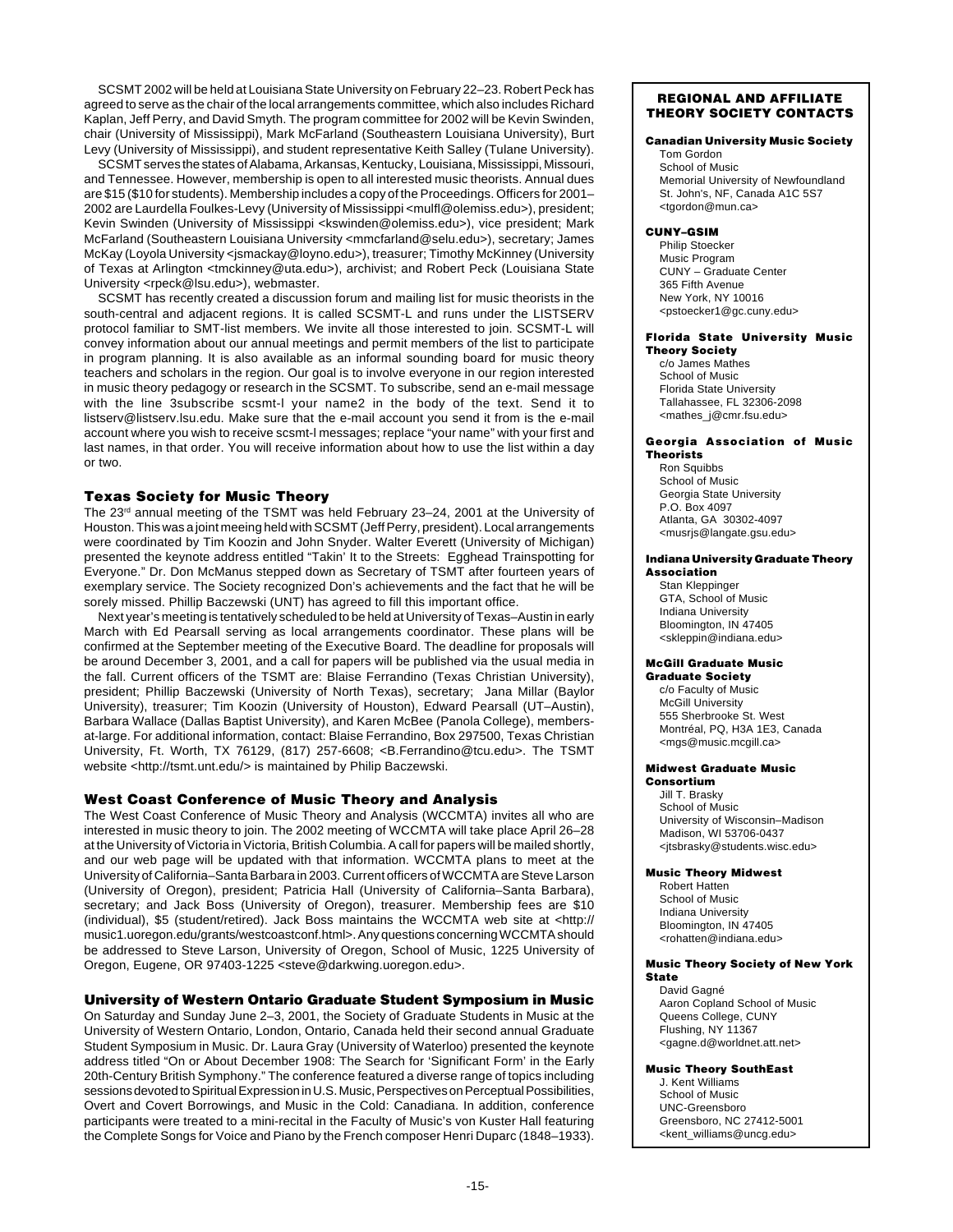SCSMT 2002 will be held at Louisiana State University on February 22–23. Robert Peck has agreed to serve as the chair of the local arrangements committee, which also includes Richard Kaplan, Jeff Perry, and David Smyth. The program committee for 2002 will be Kevin Swinden, chair (University of Mississippi), Mark McFarland (Southeastern Louisiana University), Burt Levy (University of Mississippi), and student representative Keith Salley (Tulane University).

SCSMT serves the states of Alabama, Arkansas, Kentucky, Louisiana, Mississippi, Missouri, and Tennessee. However, membership is open to all interested music theorists. Annual dues are $15 ($10 for students). Membership includes a copy of the Proceedings. Officers for 2001–2002 are Laurdella Foulkes-Levy (University of Mississippi <mulfl@olemiss.edu>), president; Kevin Swinden (University of Mississippi <kswinden@olemiss.edu>), vice president; Mark McFarland (Southeastern Louisiana University <mmcfarland@selu.edu>), secretary; James McKay (Loyola University <jsmackay@loyno.edu>), treasurer; Timothy McKinney (University of Texas at Arlington <tmckinney@uta.edu>), archivist; and Robert Peck (Louisiana State University <rpeck@lsu.edu>), webmaster.

SCSMT has recently created a discussion forum and mailing list for music theorists in the south-central and adjacent regions. It is called SCSMT-L and runs under the LISTSERV protocol familiar to SMT-list members. We invite all those interested to join. SCSMT-L will convey information about our annual meetings and permit members of the list to participate in program planning. It is also available as an informal sounding board for music theory teachers and scholars in the region. Our goal is to involve everyone in our region interested in music theory pedagogy or research in the SCSMT. To subscribe, send an e-mail message with the line 3subscribe scsmt-l your name2 in the body of the text. Send it to listserv@listserv.lsu.edu. Make sure that the e-mail account you send it from is the e-mail account where you wish to receive scsmt-l messages; replace "your name" with your first and last names, in that order. You will receive information about how to use the list within a day or two.

### Texas Society for Music Theory

The 23rd annual meeting of the TSMT was held February 23–24, 2001 at the University of Houston. This was a joint meeing held with SCSMT (Jeff Perry, president). Local arrangements were coordinated by Tim Koozin and John Snyder. Walter Everett (University of Michigan) presented the keynote address entitled "Takin' It to the Streets: Egghead Trainspotting for Everyone." Dr. Don McManus stepped down as Secretary of TSMT after fourteen years of exemplary service. The Society recognized Don's achievements and the fact that he will be sorely missed. Phillip Baczewski (UNT) has agreed to fill this important office.

Next year's meeting is tentatively scheduled to be held at University of Texas–Austin in early March with Ed Pearsall serving as local arrangements coordinator. These plans will be confirmed at the September meeting of the Executive Board. The deadline for proposals will be around December 3, 2001, and a call for papers will be published via the usual media in the fall. Current officers of the TSMT are: Blaise Ferrandino (Texas Christian University), president; Phillip Baczewski (University of North Texas), secretary; Jana Millar (Baylor University), treasurer; Tim Koozin (University of Houston), Edward Pearsall (UT–Austin), Barbara Wallace (Dallas Baptist University), and Karen McBee (Panola College), members-at-large. For additional information, contact: Blaise Ferrandino, Box 297500, Texas Christian University, Ft. Worth, TX 76129, (817) 257-6608; <B.Ferrandino@tcu.edu>. The TSMT website <http://tsmt.unt.edu/> is maintained by Philip Baczewski.

### West Coast Conference of Music Theory and Analysis

The West Coast Conference of Music Theory and Analysis (WCCMTA) invites all who are interested in music theory to join. The 2002 meeting of WCCMTA will take place April 26–28 at the University of Victoria in Victoria, British Columbia. A call for papers will be mailed shortly, and our web page will be updated with that information. WCCMTA plans to meet at the University of California–Santa Barbara in 2003. Current officers of WCCMTA are Steve Larson (University of Oregon), president; Patricia Hall (University of California–Santa Barbara), secretary; and Jack Boss (University of Oregon), treasurer. Membership fees are $10 (individual), $5 (student/retired). Jack Boss maintains the WCCMTA web site at <http://music1.uoregon.edu/grants/westcoastconf.html>. Any questions concerning WCCMTA should be addressed to Steve Larson, University of Oregon, School of Music, 1225 University of Oregon, Eugene, OR 97403-1225 <steve@darkwing.uoregon.edu>.

### University of Western Ontario Graduate Student Symposium in Music

On Saturday and Sunday June 2–3, 2001, the Society of Graduate Students in Music at the University of Western Ontario, London, Ontario, Canada held their second annual Graduate Student Symposium in Music. Dr. Laura Gray (University of Waterloo) presented the keynote address titled "On or About December 1908: The Search for 'Significant Form' in the Early 20th-Century British Symphony." The conference featured a diverse range of topics including sessions devoted to Spiritual Expression in U.S. Music, Perspectives on Perceptual Possibilities, Overt and Covert Borrowings, and Music in the Cold: Canadiana. In addition, conference participants were treated to a mini-recital in the Faculty of Music's von Kuster Hall featuring the Complete Songs for Voice and Piano by the French composer Henri Duparc (1848–1933).

## REGIONAL AND AFFILIATE THEORY SOCIETY CONTACTS

**Canadian University Music Society**
Tom Gordon
School of Music
Memorial University of Newfoundland
St. John's, NF, Canada A1C 5S7
<tgordon@mun.ca>

**CUNY–GSIM**
Philip Stoecker
Music Program
CUNY – Graduate Center
365 Fifth Avenue
New York, NY 10016
<pstoecker1@gc.cuny.edu>

**Florida State University Music Theory Society**
c/o James Mathes
School of Music
Florida State University
Tallahassee, FL 32306-2098
<mathes_j@cmr.fsu.edu>

**Georgia Association of Music Theorists**
Ron Squibbs
School of Music
Georgia State University
P.O. Box 4097
Atlanta, GA 30302-4097
<musrjs@langate.gsu.edu>

**Indiana University Graduate Theory Association**
Stan Kleppinger
GTA, School of Music
Indiana University
Bloomington, IN 47405
<skleppin@indiana.edu>

**McGill Graduate Music Graduate Society**
c/o Faculty of Music
McGill University
555 Sherbrooke St. West
Montréal, PQ, H3A 1E3, Canada
<mgs@music.mcgill.ca>

**Midwest Graduate Music Consortium**
Jill T. Brasky
School of Music
University of Wisconsin–Madison
Madison, WI 53706-0437
<jtsbrasky@students.wisc.edu>

**Music Theory Midwest**
Robert Hatten
School of Music
Indiana University
Bloomington, IN 47405
<rohatten@indiana.edu>

**Music Theory Society of New York State**
David Gagné
Aaron Copland School of Music
Queens College, CUNY
Flushing, NY 11367
<gagne.d@worldnet.att.net>

**Music Theory SouthEast**
J. Kent Williams
School of Music
UNC-Greensboro
Greensboro, NC 27412-5001
<kent_williams@uncg.edu>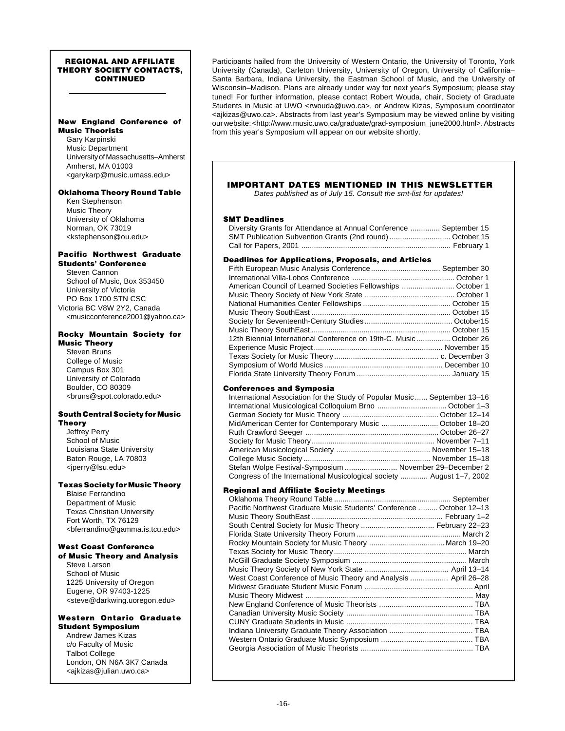## REGIONAL AND AFFILIATE THEORY SOCIETY CONTACTS, CONTINUED

**New England Conference of Music Theorists**
Gary Karpinski
Music Department
University of Massachusetts–Amherst
Amherst, MA 01003
<garykarp@music.umass.edu>

**Oklahoma Theory Round Table**
Ken Stephenson
Music Theory
University of Oklahoma
Norman, OK 73019
<kstephenson@ou.edu>

**Pacific Northwest Graduate Students' Conference**
Steven Cannon
School of Music, Box 353450
University of Victoria
PO Box 1700 STN CSC
Victoria BC V8W 2Y2, Canada
<musicconference2001@yahoo.ca>

**Rocky Mountain Society for Music Theory**
Steven Bruns
College of Music
Campus Box 301
University of Colorado
Boulder, CO 80309
<bruns@spot.colorado.edu>

**South Central Society for Music Theory**
Jeffrey Perry
School of Music
Louisiana State University
Baton Rouge, LA 70803
<jperry@lsu.edu>

**Texas Society for Music Theory**
Blaise Ferrandino
Department of Music
Texas Christian University
Fort Worth, TX 76129
<bferrandino@gamma.is.tcu.edu>

**West Coast Conference of Music Theory and Analysis**
Steve Larson
School of Music
1225 University of Oregon
Eugene, OR 97403-1225
<steve@darkwing.uoregon.edu>

**Western Ontario Graduate Student Symposium**
Andrew James Kizas
c/o Faculty of Music
Talbot College
London, ON N6A 3K7 Canada
<ajkizas@julian.uwo.ca>

Participants hailed from the University of Western Ontario, the University of Toronto, York University (Canada), Carleton University, University of Oregon, University of California–Santa Barbara, Indiana University, the Eastman School of Music, and the University of Wisconsin–Madison. Plans are already under way for next year's Symposium; please stay tuned! For further information, please contact Robert Wouda, chair, Society of Graduate Students in Music at UWO <rwouda@uwo.ca>, or Andrew Kizas, Symposium coordinator <ajkizas@uwo.ca>. Abstracts from last year's Symposium may be viewed online by visiting our website: <http://www.music.uwo.ca/graduate/grad-symposium_june2000.html>. Abstracts from this year's Symposium will appear on our website shortly.

## IMPORTANT DATES MENTIONED IN THIS NEWSLETTER

*Dates published as of July 15. Consult the smt-list for updates!*

### SMT Deadlines

| | |
|---|---|
| Diversity Grants for Attendance at Annual Conference | September 15 |
| SMT Publication Subvention Grants (2nd round) | October 15 |
| Call for Papers, 2001 | February 1 |

### Deadlines for Applications, Proposals, and Articles

| | |
|---|---|
| Fifth European Music Analysis Conference | September 30 |
| International Villa-Lobos Conference | October 1 |
| American Council of Learned Societies Fellowships | October 1 |
| Music Theory Society of New York State | October 1 |
| National Humanities Center Fellowships | October 15 |
| Music Theory SouthEast | October 15 |
| Society for Seventeenth-Century Studies | October15 |
| Music Theory SouthEast | October 15 |
| 12th Biennial International Conference on 19th-C. Music | October 26 |
| Experience Music Project | November 15 |
| Texas Society for Music Theory | c. December 3 |
| Symposium of World Musics | December 10 |
| Florida State University Theory Forum | January 15 |

### Conferences and Symposia

| | |
|---|---|
| International Association for the Study of Popular Music | September 13–16 |
| International Musicological Colloquium Brno | October 1–3 |
| German Society for Music Theory | October 12–14 |
| MidAmerican Center for Contemporary Music | October 18–20 |
| Ruth Crawford Seeger | October 26–27 |
| Society for Music Theory | November 7–11 |
| American Musicological Society | November 15–18 |
| College Music Society | November 15–18 |
| Stefan Wolpe Festival-Symposium | November 29–December 2 |
| Congress of the International Musicological society | August 1–7, 2002 |

### Regional and Affiliate Society Meetings

| | |
|---|---|
| Oklahoma Theory Round Table | September |
| Pacific Northwest Graduate Music Students' Conference | October 12–13 |
| Music Theory SouthEast | February 1–2 |
| South Central Society for Music Theory | February 22–23 |
| Florida State University Theory Forum | March 2 |
| Rocky Mountain Society for Music Theory | March 19–20 |
| Texas Society for Music Theory | March |
| McGill Graduate Society Symposium | March |
| Music Theory Society of New York State | April 13–14 |
| West Coast Conference of Music Theory and Analysis | April 26–28 |
| Midwest Graduate Student Music Forum | April |
| Music Theory Midwest | May |
| New England Conference of Music Theorists | TBA |
| Canadian University Music Society | TBA |
| CUNY Graduate Students in Music | TBA |
| Indiana University Graduate Theory Association | TBA |
| Western Ontario Graduate Music Symposium | TBA |
| Georgia Association of Music Theorists | TBA |